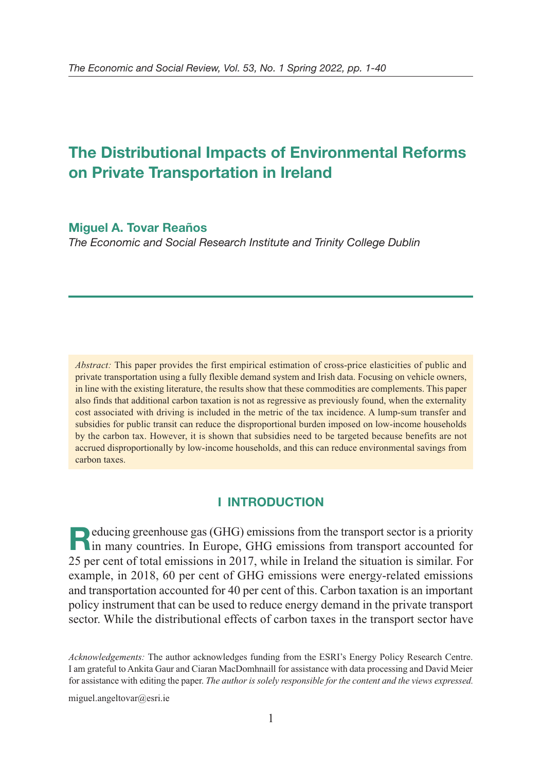# The Distributional Impacts of Environmental Reforms on Private Transportation in Ireland

**Miguel A. Tovar Reaños**

*The Economic and Social Research Institute and Trinity College Dublin*

*Abstract:* This paper provides the first empirical estimation of cross-price elasticities of public and private transportation using a fully flexible demand system and Irish data. Focusing on vehicle owners, in line with the existing literature, the results show that these commodities are complements. This paper also finds that additional carbon taxation is not as regressive as previously found, when the externality cost associated with driving is included in the metric of the tax incidence. A lump-sum transfer and subsidies for public transit can reduce the disproportional burden imposed on low-income households by the carbon tax. However, it is shown that subsidies need to be targeted because benefits are not accrued disproportionally by low-income households, and this can reduce environmental savings from carbon taxes.

## I INTRODUCTION

Reducing greenhouse gas (GHG) emissions from the transport sector is a priority in many countries. In Europe, GHG emissions from transport accounted for 25 per cent of total emissions in 2017, while in Ireland the situation is similar. For example, in 2018, 60 per cent of GHG emissions were energy-related emissions and transportation accounted for 40 per cent of this. Carbon taxation is an important policy instrument that can be used to reduce energy demand in the private transport sector. While the distributional effects of carbon taxes in the transport sector have

*Acknowledgements:* The author acknowledges funding from the ESRI's Energy Policy Research Centre. I am grateful to Ankita Gaur and Ciaran MacDomhnaill for assistance with data processing and David Meier for assistance with editing the paper. *The author is solely responsible for the content and the views expressed.*

miguel.angeltovar@esri.ie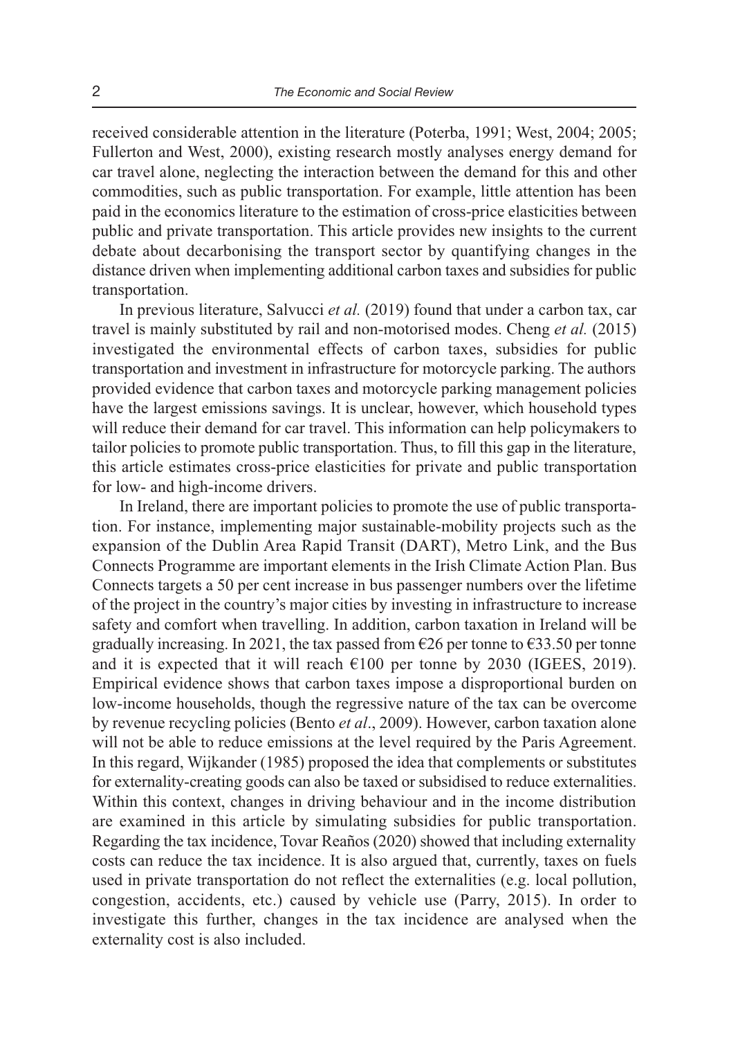received considerable attention in the literature (Poterba, 1991; West, 2004; 2005; Fullerton and West, 2000), existing research mostly analyses energy demand for car travel alone, neglecting the interaction between the demand for this and other commodities, such as public transportation. For example, little attention has been paid in the economics literature to the estimation of cross-price elasticities between public and private transportation. This article provides new insights to the current debate about decarbonising the transport sector by quantifying changes in the distance driven when implementing additional carbon taxes and subsidies for public transportation.

In previous literature, Salvucci *et al.* (2019) found that under a carbon tax, car travel is mainly substituted by rail and non-motorised modes. Cheng *et al.* (2015) investigated the environmental effects of carbon taxes, subsidies for public transportation and investment in infrastructure for motorcycle parking. The authors provided evidence that carbon taxes and motorcycle parking management policies have the largest emissions savings. It is unclear, however, which household types will reduce their demand for car travel. This information can help policymakers to tailor policies to promote public transportation. Thus, to fill this gap in the literature, this article estimates cross-price elasticities for private and public transportation for low- and high-income drivers.

In Ireland, there are important policies to promote the use of public transportation. For instance, implementing major sustainable-mobility projects such as the expansion of the Dublin Area Rapid Transit (DART), Metro Link, and the Bus Connects Programme are important elements in the Irish Climate Action Plan. Bus Connects targets a 50 per cent increase in bus passenger numbers over the lifetime of the project in the country's major cities by investing in infrastructure to increase safety and comfort when travelling. In addition, carbon taxation in Ireland will be gradually increasing. In 2021, the tax passed from €26 per tonne to €33.50 per tonne and it is expected that it will reach €100 per tonne by 2030 (IGEES, 2019). Empirical evidence shows that carbon taxes impose a disproportional burden on low-income households, though the regressive nature of the tax can be overcome by revenue recycling policies (Bento *et al*., 2009). However, carbon taxation alone will not be able to reduce emissions at the level required by the Paris Agreement. In this regard, Wijkander (1985) proposed the idea that complements or substitutes for externality-creating goods can also be taxed or subsidised to reduce externalities. Within this context, changes in driving behaviour and in the income distribution are examined in this article by simulating subsidies for public transportation. Regarding the tax incidence, Tovar Reaños (2020) showed that including externality costs can reduce the tax incidence. It is also argued that, currently, taxes on fuels used in private transportation do not reflect the externalities (e.g. local pollution, congestion, accidents, etc.) caused by vehicle use (Parry, 2015). In order to investigate this further, changes in the tax incidence are analysed when the externality cost is also included.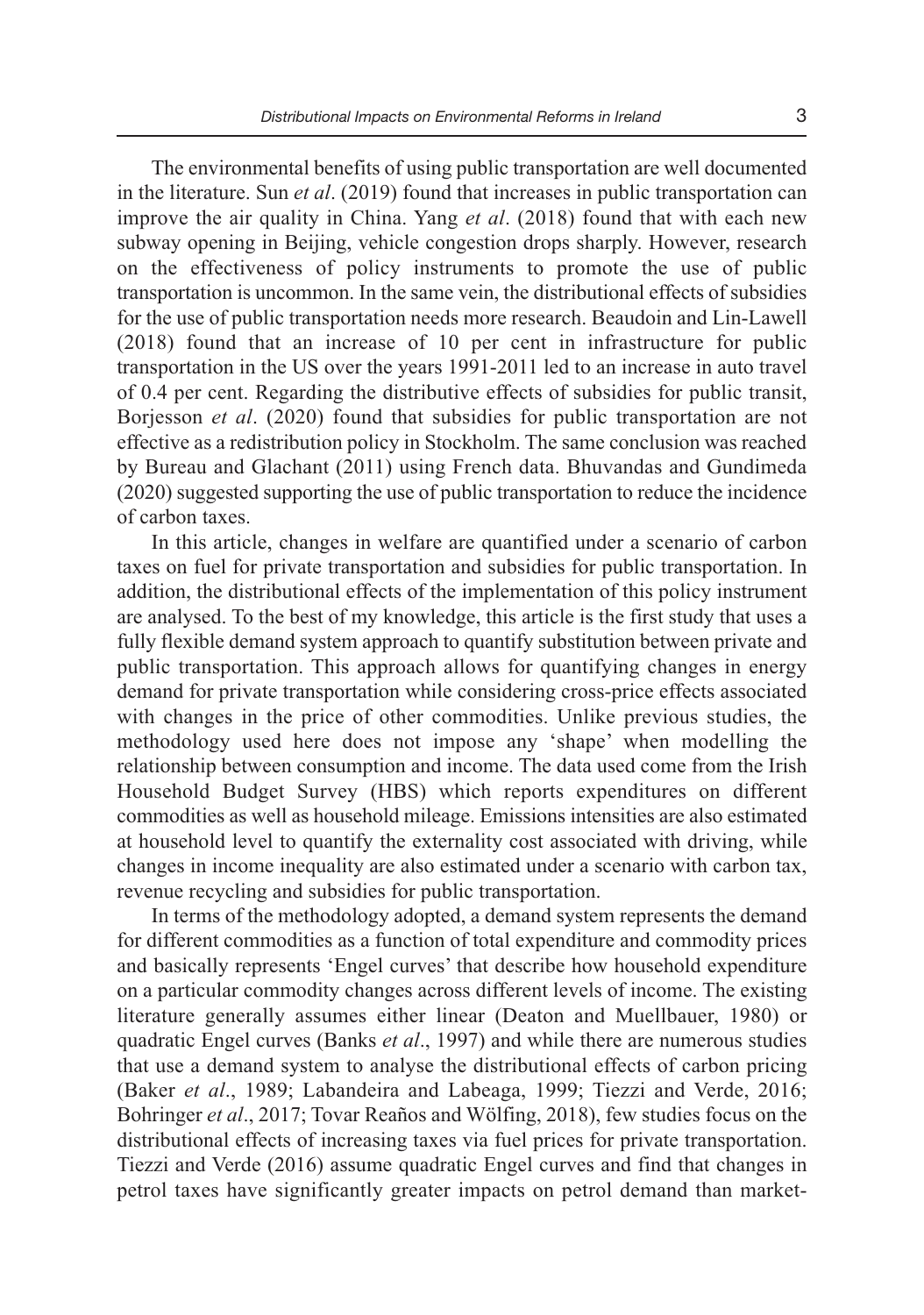The environmental benefits of using public transportation are well documented in the literature. Sun *et al*. (2019) found that increases in public transportation can improve the air quality in China. Yang *et al*. (2018) found that with each new subway opening in Beijing, vehicle congestion drops sharply. However, research on the effectiveness of policy instruments to promote the use of public transportation is uncommon. In the same vein, the distributional effects of subsidies for the use of public transportation needs more research. Beaudoin and Lin-Lawell (2018) found that an increase of 10 per cent in infrastructure for public transportation in the US over the years 1991-2011 led to an increase in auto travel of 0.4 per cent. Regarding the distributive effects of subsidies for public transit, Borjesson *et al*. (2020) found that subsidies for public transportation are not effective as a redistribution policy in Stockholm. The same conclusion was reached by Bureau and Glachant (2011) using French data. Bhuvandas and Gundimeda (2020) suggested supporting the use of public transportation to reduce the incidence of carbon taxes.

In this article, changes in welfare are quantified under a scenario of carbon taxes on fuel for private transportation and subsidies for public transportation. In addition, the distributional effects of the implementation of this policy instrument are analysed. To the best of my knowledge, this article is the first study that uses a fully flexible demand system approach to quantify substitution between private and public transportation. This approach allows for quantifying changes in energy demand for private transportation while considering cross-price effects associated with changes in the price of other commodities. Unlike previous studies, the methodology used here does not impose any 'shape' when modelling the relationship between consumption and income. The data used come from the Irish Household Budget Survey (HBS) which reports expenditures on different commodities as well as household mileage. Emissions intensities are also estimated at household level to quantify the externality cost associated with driving, while changes in income inequality are also estimated under a scenario with carbon tax, revenue recycling and subsidies for public transportation.

In terms of the methodology adopted, a demand system represents the demand for different commodities as a function of total expenditure and commodity prices and basically represents 'Engel curves' that describe how household expenditure on a particular commodity changes across different levels of income. The existing literature generally assumes either linear (Deaton and Muellbauer, 1980) or quadratic Engel curves (Banks *et al*., 1997) and while there are numerous studies that use a demand system to analyse the distributional effects of carbon pricing (Baker *et al*., 1989; Labandeira and Labeaga, 1999; Tiezzi and Verde, 2016; Bohringer *et al*., 2017; Tovar Reaños and Wölfing, 2018), few studies focus on the distributional effects of increasing taxes via fuel prices for private transportation. Tiezzi and Verde (2016) assume quadratic Engel curves and find that changes in petrol taxes have significantly greater impacts on petrol demand than market-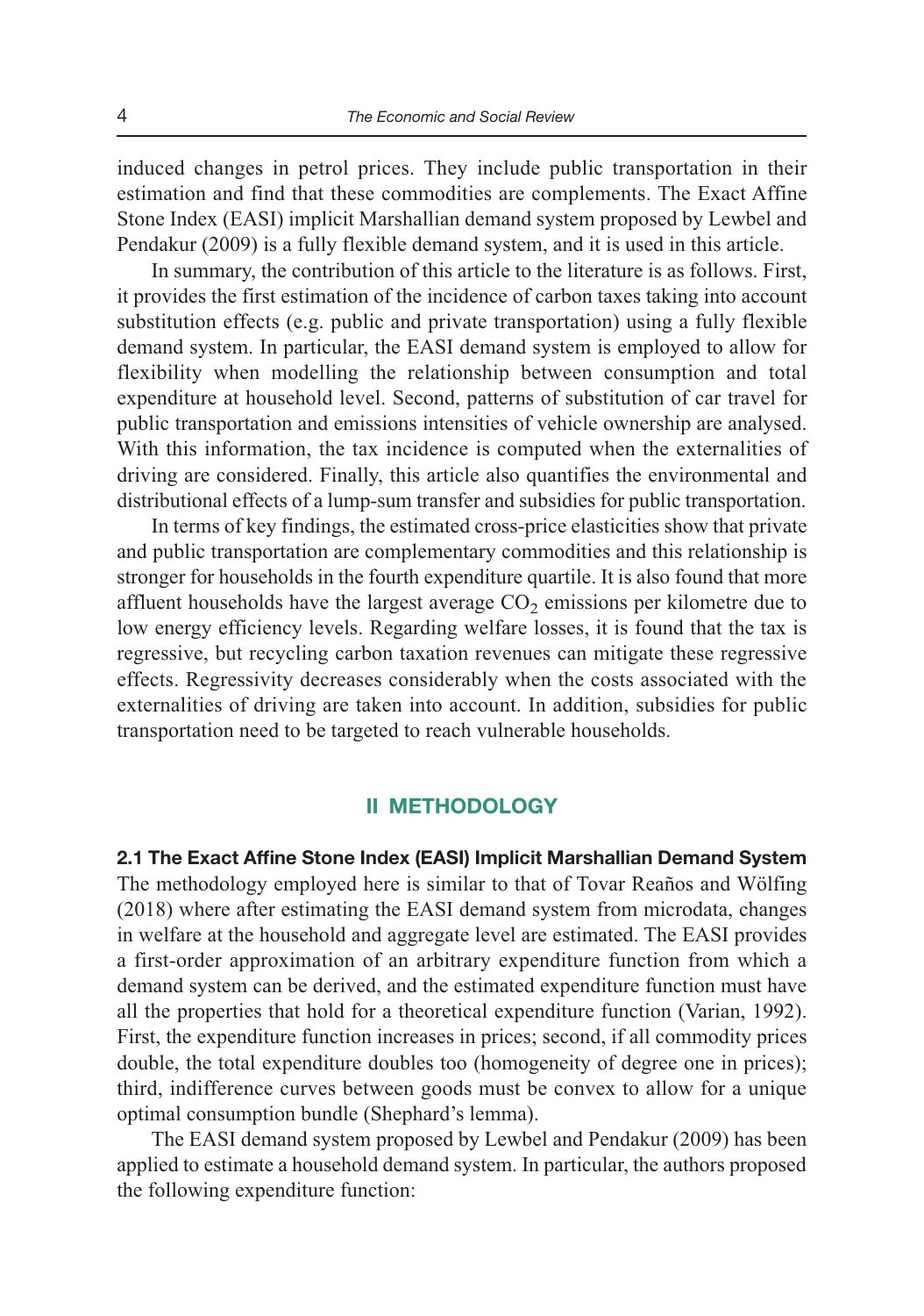induced changes in petrol prices. They include public transportation in their estimation and find that these commodities are complements. The Exact Affine Stone Index (EASI) implicit Marshallian demand system proposed by Lewbel and Pendakur (2009) is a fully flexible demand system, and it is used in this article.

In summary, the contribution of this article to the literature is as follows. First, it provides the first estimation of the incidence of carbon taxes taking into account substitution effects (e.g. public and private transportation) using a fully flexible demand system. In particular, the EASI demand system is employed to allow for flexibility when modelling the relationship between consumption and total expenditure at household level. Second, patterns of substitution of car travel for public transportation and emissions intensities of vehicle ownership are analysed. With this information, the tax incidence is computed when the externalities of driving are considered. Finally, this article also quantifies the environmental and distributional effects of a lump-sum transfer and subsidies for public transportation.

In terms of key findings, the estimated cross-price elasticities show that private and public transportation are complementary commodities and this relationship is stronger for households in the fourth expenditure quartile. It is also found that more affluent households have the largest average $CO_2$ emissions per kilometre due to low energy efficiency levels. Regarding welfare losses, it is found that the tax is regressive, but recycling carbon taxation revenues can mitigate these regressive effects. Regressivity decreases considerably when the costs associated with the externalities of driving are taken into account. In addition, subsidies for public transportation need to be targeted to reach vulnerable households.

## II METHODOLOGY

### 2.1 The Exact Affine Stone Index (EASI) Implicit Marshallian Demand System

The methodology employed here is similar to that of Tovar Reaños and Wölfing (2018) where after estimating the EASI demand system from microdata, changes in welfare at the household and aggregate level are estimated. The EASI provides a first-order approximation of an arbitrary expenditure function from which a demand system can be derived, and the estimated expenditure function must have all the properties that hold for a theoretical expenditure function (Varian, 1992). First, the expenditure function increases in prices; second, if all commodity prices double, the total expenditure doubles too (homogeneity of degree one in prices); third, indifference curves between goods must be convex to allow for a unique optimal consumption bundle (Shephard's lemma).

The EASI demand system proposed by Lewbel and Pendakur (2009) has been applied to estimate a household demand system. In particular, the authors proposed the following expenditure function: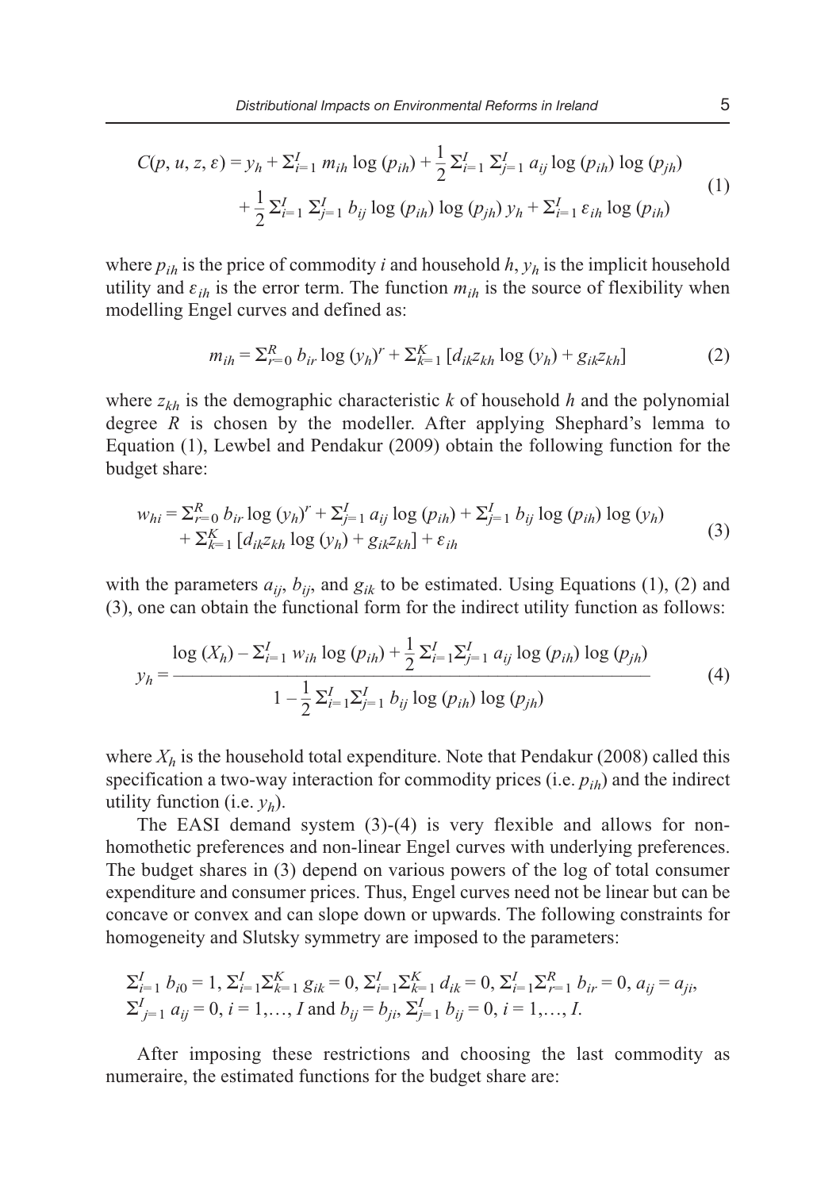$$C(p, u, z, \varepsilon) = y_h + \Sigma_{i=1}^{I} m_{ih} \log (p_{ih}) + \frac{1}{2} \Sigma_{i=1}^{I} \Sigma_{j=1}^{I} a_{ij} \log (p_{ih}) \log (p_{jh}) + \frac{1}{2} \Sigma_{i=1}^{I} \Sigma_{j=1}^{I} b_{ij} \log (p_{ih}) \log (p_{jh}) \, y_h + \Sigma_{i=1}^{I} \varepsilon_{ih} \log (p_{ih}) \tag{1}$$

where $p_{ih}$ is the price of commodity $i$ and household $h$, $y_h$ is the implicit household utility and $\varepsilon_{ih}$ is the error term. The function $m_{ih}$ is the source of flexibility when modelling Engel curves and defined as:

$$m_{ih} = \Sigma_{r=0}^{R} b_{ir} \log (y_h)^r + \Sigma_{k=1}^{K} [d_{ik} z_{kh} \log (y_h) + g_{ik} z_{kh}] \tag{2}$$

where $z_{kh}$ is the demographic characteristic $k$ of household $h$ and the polynomial degree $R$ is chosen by the modeller. After applying Shephard's lemma to Equation (1), Lewbel and Pendakur (2009) obtain the following function for the budget share:

$$w_{hi} = \Sigma_{r=0}^{R} b_{ir} \log (y_h)^r + \Sigma_{j=1}^{I} a_{ij} \log (p_{ih}) + \Sigma_{j=1}^{I} b_{ij} \log (p_{ih}) \log (y_h) + \Sigma_{k=1}^{K} [d_{ik} z_{kh} \log (y_h) + g_{ik} z_{kh}] + \varepsilon_{ih} \tag{3}$$

with the parameters $a_{ij}$, $b_{ij}$, and $g_{ik}$ to be estimated. Using Equations (1), (2) and (3), one can obtain the functional form for the indirect utility function as follows:

$$y_h = \frac{\log (X_h) - \Sigma_{i=1}^{I} w_{ih} \log (p_{ih}) + \frac{1}{2} \Sigma_{i=1}^{I} \Sigma_{j=1}^{I} a_{ij} \log (p_{ih}) \log (p_{jh})}{1 - \frac{1}{2} \Sigma_{i=1}^{I} \Sigma_{j=1}^{I} b_{ij} \log (p_{ih}) \log (p_{jh})} \tag{4}$$

where $X_h$ is the household total expenditure. Note that Pendakur (2008) called this specification a two-way interaction for commodity prices (i.e. $p_{ih}$) and the indirect utility function (i.e. $y_h$).

The EASI demand system (3)-(4) is very flexible and allows for non-homothetic preferences and non-linear Engel curves with underlying preferences. The budget shares in (3) depend on various powers of the log of total consumer expenditure and consumer prices. Thus, Engel curves need not be linear but can be concave or convex and can slope down or upwards. The following constraints for homogeneity and Slutsky symmetry are imposed to the parameters:

$\Sigma_{i=1}^{I} b_{i0} = 1$, $\Sigma_{i=1}^{I} \Sigma_{k=1}^{K} g_{ik} = 0$, $\Sigma_{i=1}^{I} \Sigma_{k=1}^{K} d_{ik} = 0$, $\Sigma_{i=1}^{I} \Sigma_{r=1}^{R} b_{ir} = 0$, $a_{ij} = a_{ji}$, $\Sigma_{j=1}^{I} a_{ij} = 0$, $i = 1, \ldots, I$ and $b_{ij} = b_{ji}$, $\Sigma_{j=1}^{I} b_{ij} = 0$, $i = 1, \ldots, I$.

After imposing these restrictions and choosing the last commodity as numeraire, the estimated functions for the budget share are: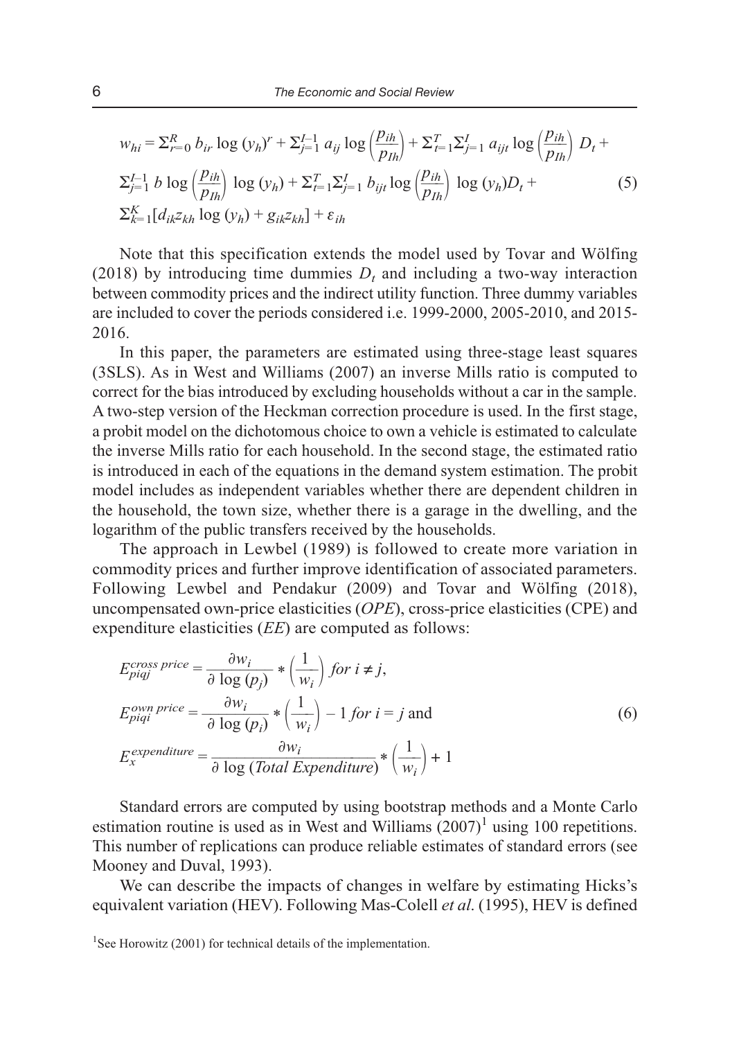$$w_{hi} = \Sigma_{r=0}^{R} b_{ir} \log (y_h)^r + \Sigma_{j=1}^{I-1} a_{ij} \log \left(\frac{p_{ih}}{p_{Ih}}\right) + \Sigma_{t=1}^{T} \Sigma_{j=1}^{I} a_{ijt} \log \left(\frac{p_{ih}}{p_{Ih}}\right) D_t +$$
$$\Sigma_{j=1}^{I-1} b \log \left(\frac{p_{ih}}{p_{Ih}}\right) \log (y_h) + \Sigma_{t=1}^{T} \Sigma_{j=1}^{I} b_{ijt} \log \left(\frac{p_{ih}}{p_{Ih}}\right) \log (y_h) D_t + \tag{5}$$
$$\Sigma_{k=1}^{K} [d_{ik} z_{kh} \log (y_h) + g_{ik} z_{kh}] + \varepsilon_{ih}$$

Note that this specification extends the model used by Tovar and Wölfing (2018) by introducing time dummies $D_t$ and including a two-way interaction between commodity prices and the indirect utility function. Three dummy variables are included to cover the periods considered i.e. 1999-2000, 2005-2010, and 2015-2016.

In this paper, the parameters are estimated using three-stage least squares (3SLS). As in West and Williams (2007) an inverse Mills ratio is computed to correct for the bias introduced by excluding households without a car in the sample. A two-step version of the Heckman correction procedure is used. In the first stage, a probit model on the dichotomous choice to own a vehicle is estimated to calculate the inverse Mills ratio for each household. In the second stage, the estimated ratio is introduced in each of the equations in the demand system estimation. The probit model includes as independent variables whether there are dependent children in the household, the town size, whether there is a garage in the dwelling, and the logarithm of the public transfers received by the households.

The approach in Lewbel (1989) is followed to create more variation in commodity prices and further improve identification of associated parameters. Following Lewbel and Pendakur (2009) and Tovar and Wölfing (2018), uncompensated own-price elasticities (*OPE*), cross-price elasticities (CPE) and expenditure elasticities (*EE*) are computed as follows:

$$E_{piqj}^{cross\ price} = \frac{\partial w_i}{\partial \log (p_j)} * \left(\frac{1}{w_i}\right) \textit{ for } i \neq j,$$
$$E_{piqi}^{own\ price} = \frac{\partial w_i}{\partial \log (p_i)} * \left(\frac{1}{w_i}\right) - 1 \textit{ for } i = j \text{ and} \tag{6}$$
$$E_{x}^{expenditure} = \frac{\partial w_i}{\partial \log (\textit{Total Expenditure})} * \left(\frac{1}{w_i}\right) + 1$$

Standard errors are computed by using bootstrap methods and a Monte Carlo estimation routine is used as in West and Williams (2007)[1] using 100 repetitions. This number of replications can produce reliable estimates of standard errors (see Mooney and Duval, 1993).

We can describe the impacts of changes in welfare by estimating Hicks's equivalent variation (HEV). Following Mas-Colell *et al*. (1995), HEV is defined

[1]See Horowitz (2001) for technical details of the implementation.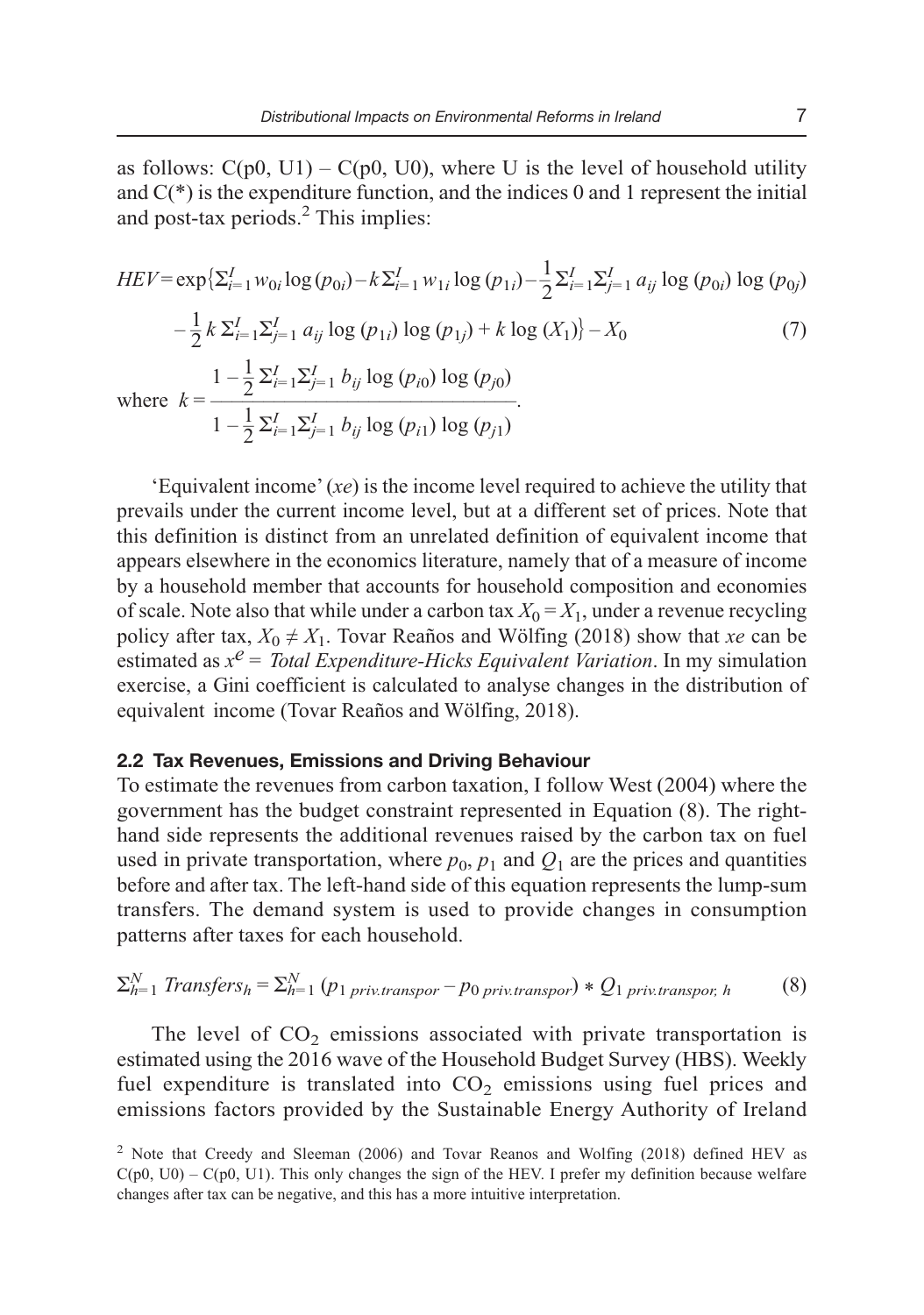as follows: C(p0, U1) – C(p0, U0), where U is the level of household utility and C(*) is the expenditure function, and the indices 0 and 1 represent the initial and post-tax periods.[2] This implies:

$$HEV = \exp\{\Sigma_{i=1}^{I} w_{0i} \log(p_{0i}) - k\Sigma_{i=1}^{I} w_{1i} \log(p_{1i}) - \frac{1}{2}\Sigma_{i=1}^{I}\Sigma_{j=1}^{I} a_{ij} \log(p_{0i}) \log(p_{0j})$$

$$- \frac{1}{2} k \Sigma_{i=1}^{I}\Sigma_{j=1}^{I} a_{ij} \log(p_{1i}) \log(p_{1j}) + k \log(X_1)\} - X_0 \tag{7}$$

$$\text{where } k = \frac{1 - \frac{1}{2}\Sigma_{i=1}^{I}\Sigma_{j=1}^{I} b_{ij} \log(p_{i0}) \log(p_{j0})}{1 - \frac{1}{2}\Sigma_{i=1}^{I}\Sigma_{j=1}^{I} b_{ij} \log(p_{i1}) \log(p_{j1})}.$$

'Equivalent income' (*xe*) is the income level required to achieve the utility that prevails under the current income level, but at a different set of prices. Note that this definition is distinct from an unrelated definition of equivalent income that appears elsewhere in the economics literature, namely that of a measure of income by a household member that accounts for household composition and economies of scale. Note also that while under a carbon tax $X_0 = X_1$, under a revenue recycling policy after tax, $X_0 \neq X_1$. Tovar Reaños and Wölfing (2018) show that *xe* can be estimated as $x^e$ = *Total Expenditure-Hicks Equivalent Variation*. In my simulation exercise, a Gini coefficient is calculated to analyse changes in the distribution of equivalent income (Tovar Reaños and Wölfing, 2018).

### 2.2 Tax Revenues, Emissions and Driving Behaviour

To estimate the revenues from carbon taxation, I follow West (2004) where the government has the budget constraint represented in Equation (8). The right-hand side represents the additional revenues raised by the carbon tax on fuel used in private transportation, where $p_0$, $p_1$ and $Q_1$ are the prices and quantities before and after tax. The left-hand side of this equation represents the lump-sum transfers. The demand system is used to provide changes in consumption patterns after taxes for each household.

$$\Sigma_{h=1}^{N} \, Transfers_h = \Sigma_{h=1}^{N} \, (p_{1\,priv.transpor} - p_{0\,priv.transpor}) * Q_{1\,priv.transpor,\,h} \tag{8}$$

The level of $CO_2$ emissions associated with private transportation is estimated using the 2016 wave of the Household Budget Survey (HBS). Weekly fuel expenditure is translated into $CO_2$ emissions using fuel prices and emissions factors provided by the Sustainable Energy Authority of Ireland

[2] Note that Creedy and Sleeman (2006) and Tovar Reanos and Wolfing (2018) defined HEV as C(p0, U0) – C(p0, U1). This only changes the sign of the HEV. I prefer my definition because welfare changes after tax can be negative, and this has a more intuitive interpretation.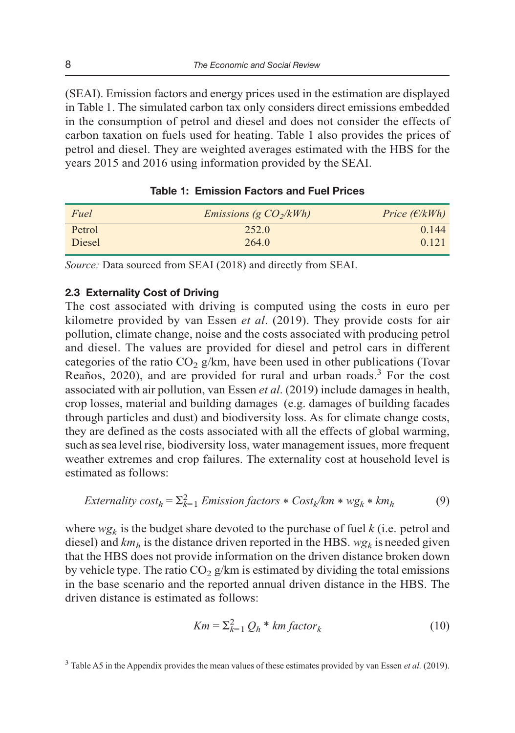(SEAI). Emission factors and energy prices used in the estimation are displayed in Table 1. The simulated carbon tax only considers direct emissions embedded in the consumption of petrol and diesel and does not consider the effects of carbon taxation on fuels used for heating. Table 1 also provides the prices of petrol and diesel. They are weighted averages estimated with the HBS for the years 2015 and 2016 using information provided by the SEAI.

**Table 1: Emission Factors and Fuel Prices**

| *Fuel* | *Emissions (g $CO_2$/kWh)* | *Price (€/kWh)* |
|---|---|---|
| Petrol | 252.0 | 0.144 |
| Diesel | 264.0 | 0.121 |

*Source:* Data sourced from SEAI (2018) and directly from SEAI.

### 2.3 Externality Cost of Driving

The cost associated with driving is computed using the costs in euro per kilometre provided by van Essen *et al*. (2019). They provide costs for air pollution, climate change, noise and the costs associated with producing petrol and diesel. The values are provided for diesel and petrol cars in different categories of the ratio $CO_2$ g/km, have been used in other publications (Tovar Reaños, 2020), and are provided for rural and urban roads.[3] For the cost associated with air pollution, van Essen *et al*. (2019) include damages in health, crop losses, material and building damages (e.g. damages of building facades through particles and dust) and biodiversity loss. As for climate change costs, they are defined as the costs associated with all the effects of global warming, such as sea level rise, biodiversity loss, water management issues, more frequent weather extremes and crop failures. The externality cost at household level is estimated as follows:

$$Externality\ cost_h = \Sigma_{k=1}^{2}\ Emission\ factors * Cost_k/km * wg_k * km_h \tag{9}$$

where $wg_k$ is the budget share devoted to the purchase of fuel $k$ (i.e. petrol and diesel) and $km_h$ is the distance driven reported in the HBS. $wg_k$ is needed given that the HBS does not provide information on the driven distance broken down by vehicle type. The ratio $CO_2$ g/km is estimated by dividing the total emissions in the base scenario and the reported annual driven distance in the HBS. The driven distance is estimated as follows:

$$Km = \Sigma_{k=1}^{2}\ Q_h * km\ factor_k \tag{10}$$

[3] Table A5 in the Appendix provides the mean values of these estimates provided by van Essen *et al.* (2019).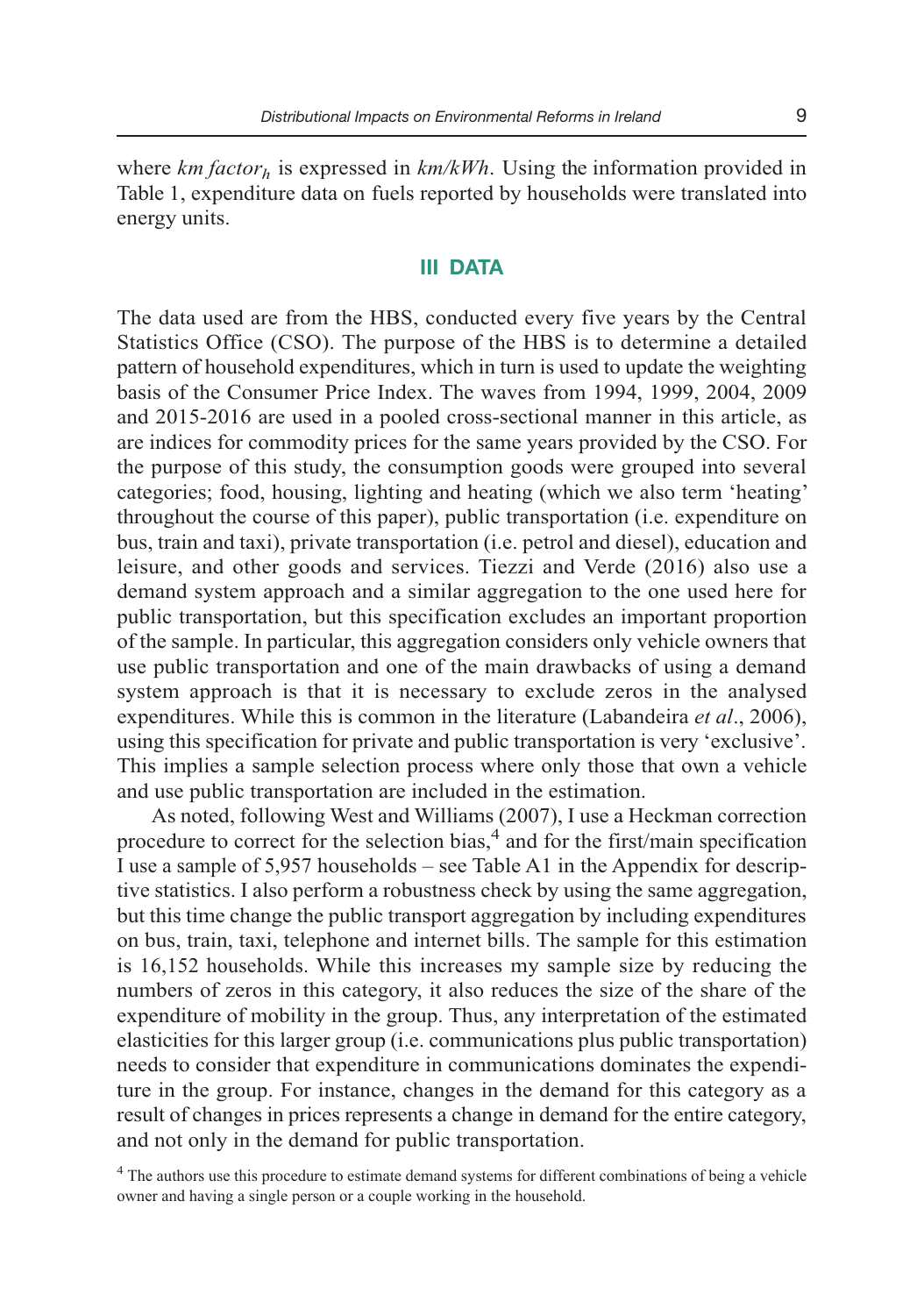where *km factor*$_h$ is expressed in *km/kWh*. Using the information provided in Table 1, expenditure data on fuels reported by households were translated into energy units.

## III DATA

The data used are from the HBS, conducted every five years by the Central Statistics Office (CSO). The purpose of the HBS is to determine a detailed pattern of household expenditures, which in turn is used to update the weighting basis of the Consumer Price Index. The waves from 1994, 1999, 2004, 2009 and 2015-2016 are used in a pooled cross-sectional manner in this article, as are indices for commodity prices for the same years provided by the CSO. For the purpose of this study, the consumption goods were grouped into several categories; food, housing, lighting and heating (which we also term 'heating' throughout the course of this paper), public transportation (i.e. expenditure on bus, train and taxi), private transportation (i.e. petrol and diesel), education and leisure, and other goods and services. Tiezzi and Verde (2016) also use a demand system approach and a similar aggregation to the one used here for public transportation, but this specification excludes an important proportion of the sample. In particular, this aggregation considers only vehicle owners that use public transportation and one of the main drawbacks of using a demand system approach is that it is necessary to exclude zeros in the analysed expenditures. While this is common in the literature (Labandeira *et al*., 2006), using this specification for private and public transportation is very 'exclusive'. This implies a sample selection process where only those that own a vehicle and use public transportation are included in the estimation.

As noted, following West and Williams (2007), I use a Heckman correction procedure to correct for the selection bias,[4] and for the first/main specification I use a sample of 5,957 households – see Table A1 in the Appendix for descriptive statistics. I also perform a robustness check by using the same aggregation, but this time change the public transport aggregation by including expenditures on bus, train, taxi, telephone and internet bills. The sample for this estimation is 16,152 households. While this increases my sample size by reducing the numbers of zeros in this category, it also reduces the size of the share of the expenditure of mobility in the group. Thus, any interpretation of the estimated elasticities for this larger group (i.e. communications plus public transportation) needs to consider that expenditure in communications dominates the expenditure in the group. For instance, changes in the demand for this category as a result of changes in prices represents a change in demand for the entire category, and not only in the demand for public transportation.

[4] The authors use this procedure to estimate demand systems for different combinations of being a vehicle owner and having a single person or a couple working in the household.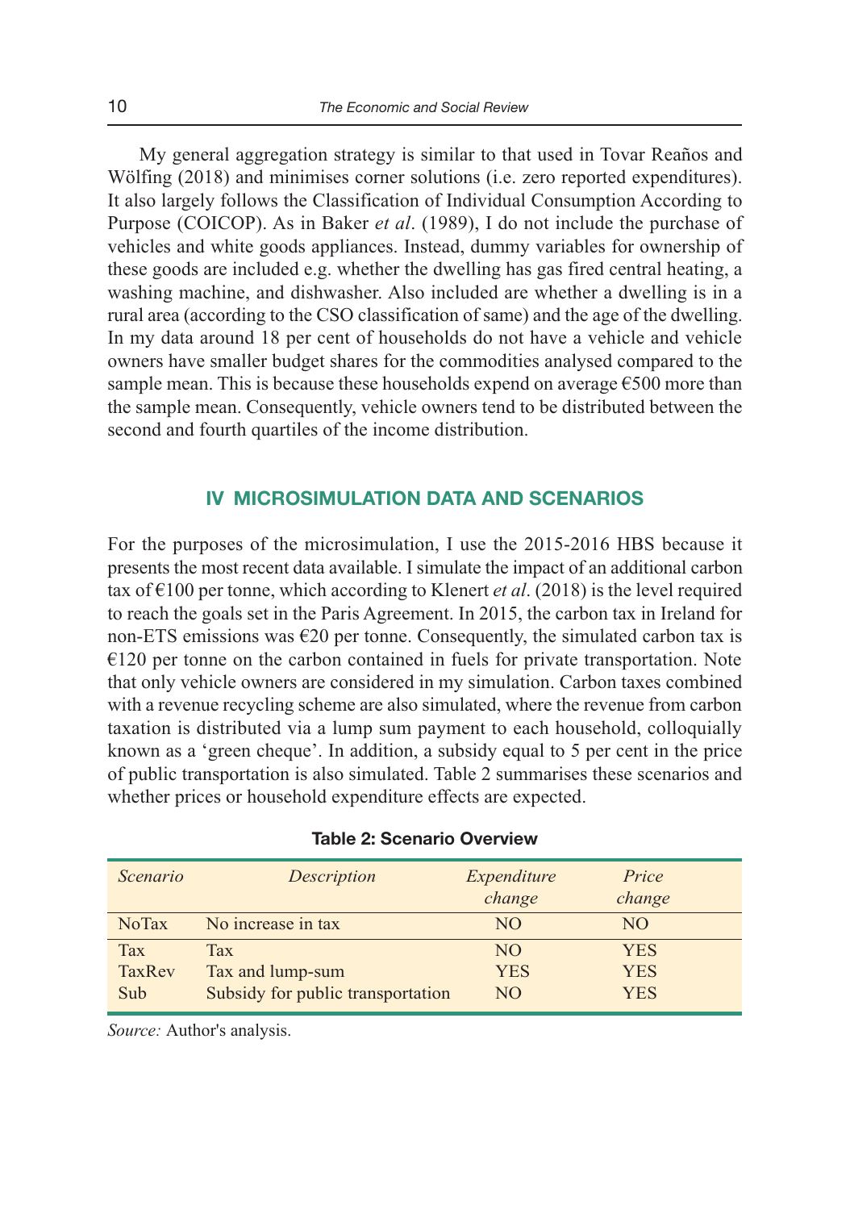My general aggregation strategy is similar to that used in Tovar Reaños and Wölfing (2018) and minimises corner solutions (i.e. zero reported expenditures). It also largely follows the Classification of Individual Consumption According to Purpose (COICOP). As in Baker *et al*. (1989), I do not include the purchase of vehicles and white goods appliances. Instead, dummy variables for ownership of these goods are included e.g. whether the dwelling has gas fired central heating, a washing machine, and dishwasher. Also included are whether a dwelling is in a rural area (according to the CSO classification of same) and the age of the dwelling. In my data around 18 per cent of households do not have a vehicle and vehicle owners have smaller budget shares for the commodities analysed compared to the sample mean. This is because these households expend on average €500 more than the sample mean. Consequently, vehicle owners tend to be distributed between the second and fourth quartiles of the income distribution.

## IV MICROSIMULATION DATA AND SCENARIOS

For the purposes of the microsimulation, I use the 2015-2016 HBS because it presents the most recent data available. I simulate the impact of an additional carbon tax of €100 per tonne, which according to Klenert *et al*. (2018) is the level required to reach the goals set in the Paris Agreement. In 2015, the carbon tax in Ireland for non-ETS emissions was €20 per tonne. Consequently, the simulated carbon tax is €120 per tonne on the carbon contained in fuels for private transportation. Note that only vehicle owners are considered in my simulation. Carbon taxes combined with a revenue recycling scheme are also simulated, where the revenue from carbon taxation is distributed via a lump sum payment to each household, colloquially known as a 'green cheque'. In addition, a subsidy equal to 5 per cent in the price of public transportation is also simulated. Table 2 summarises these scenarios and whether prices or household expenditure effects are expected.

**Table 2: Scenario Overview**

| *Scenario* | *Description* | *Expenditure change* | *Price change* |
|---|---|---|---|
| NoTax | No increase in tax | NO | NO |
| Tax | Tax | NO | YES |
| TaxRev | Tax and lump-sum | YES | YES |
| Sub | Subsidy for public transportation | NO | YES |

*Source:* Author's analysis.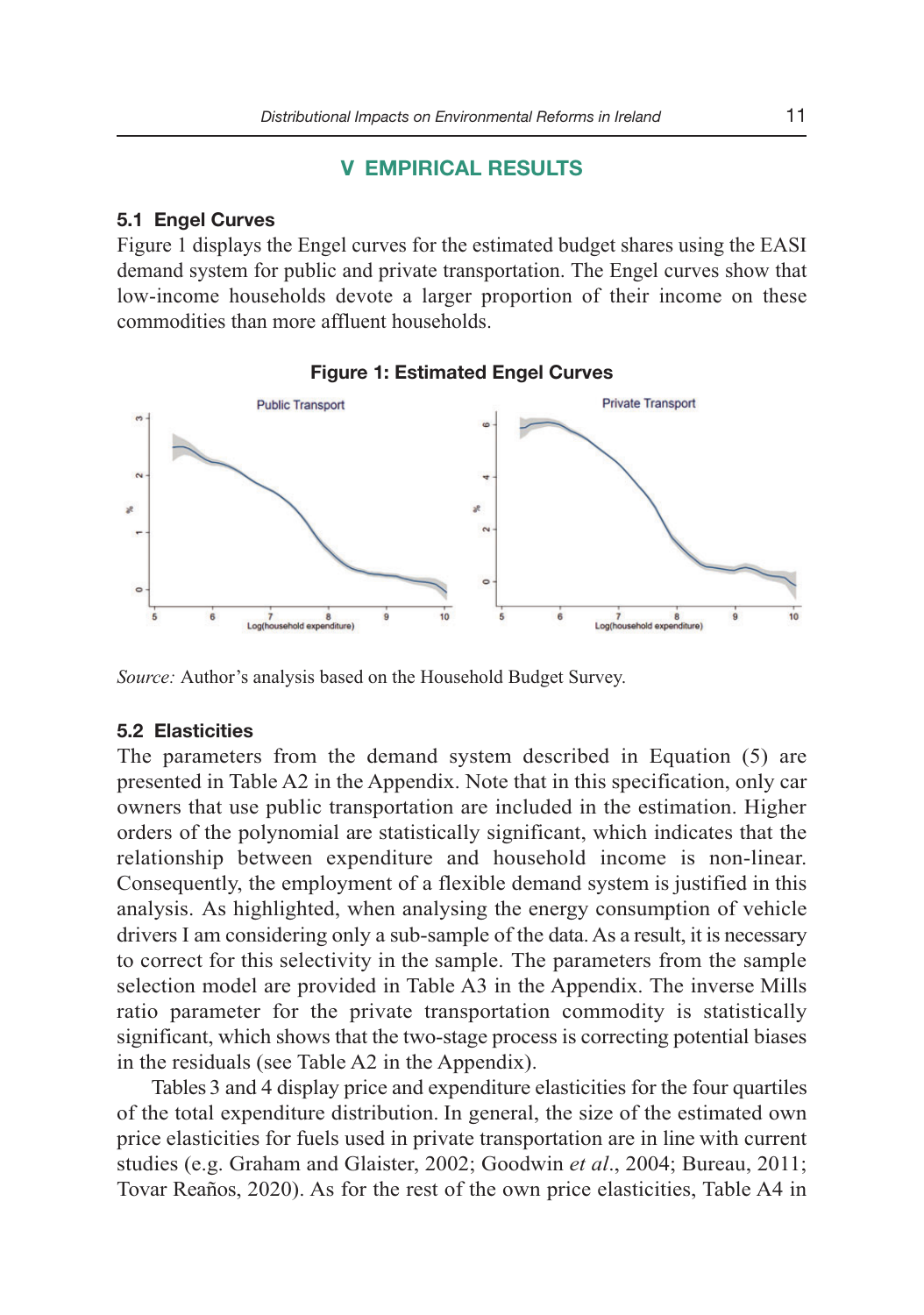## V EMPIRICAL RESULTS

### 5.1 Engel Curves

Figure 1 displays the Engel curves for the estimated budget shares using the EASI demand system for public and private transportation. The Engel curves show that low-income households devote a larger proportion of their income on these commodities than more affluent households.

**Figure 1: Estimated Engel Curves**

*Source:* Author's analysis based on the Household Budget Survey.

### 5.2 Elasticities

The parameters from the demand system described in Equation (5) are presented in Table A2 in the Appendix. Note that in this specification, only car owners that use public transportation are included in the estimation. Higher orders of the polynomial are statistically significant, which indicates that the relationship between expenditure and household income is non-linear. Consequently, the employment of a flexible demand system is justified in this analysis. As highlighted, when analysing the energy consumption of vehicle drivers I am considering only a sub-sample of the data. As a result, it is necessary to correct for this selectivity in the sample. The parameters from the sample selection model are provided in Table A3 in the Appendix. The inverse Mills ratio parameter for the private transportation commodity is statistically significant, which shows that the two-stage process is correcting potential biases in the residuals (see Table A2 in the Appendix).

Tables 3 and 4 display price and expenditure elasticities for the four quartiles of the total expenditure distribution. In general, the size of the estimated own price elasticities for fuels used in private transportation are in line with current studies (e.g. Graham and Glaister, 2002; Goodwin *et al*., 2004; Bureau, 2011; Tovar Reaños, 2020). As for the rest of the own price elasticities, Table A4 in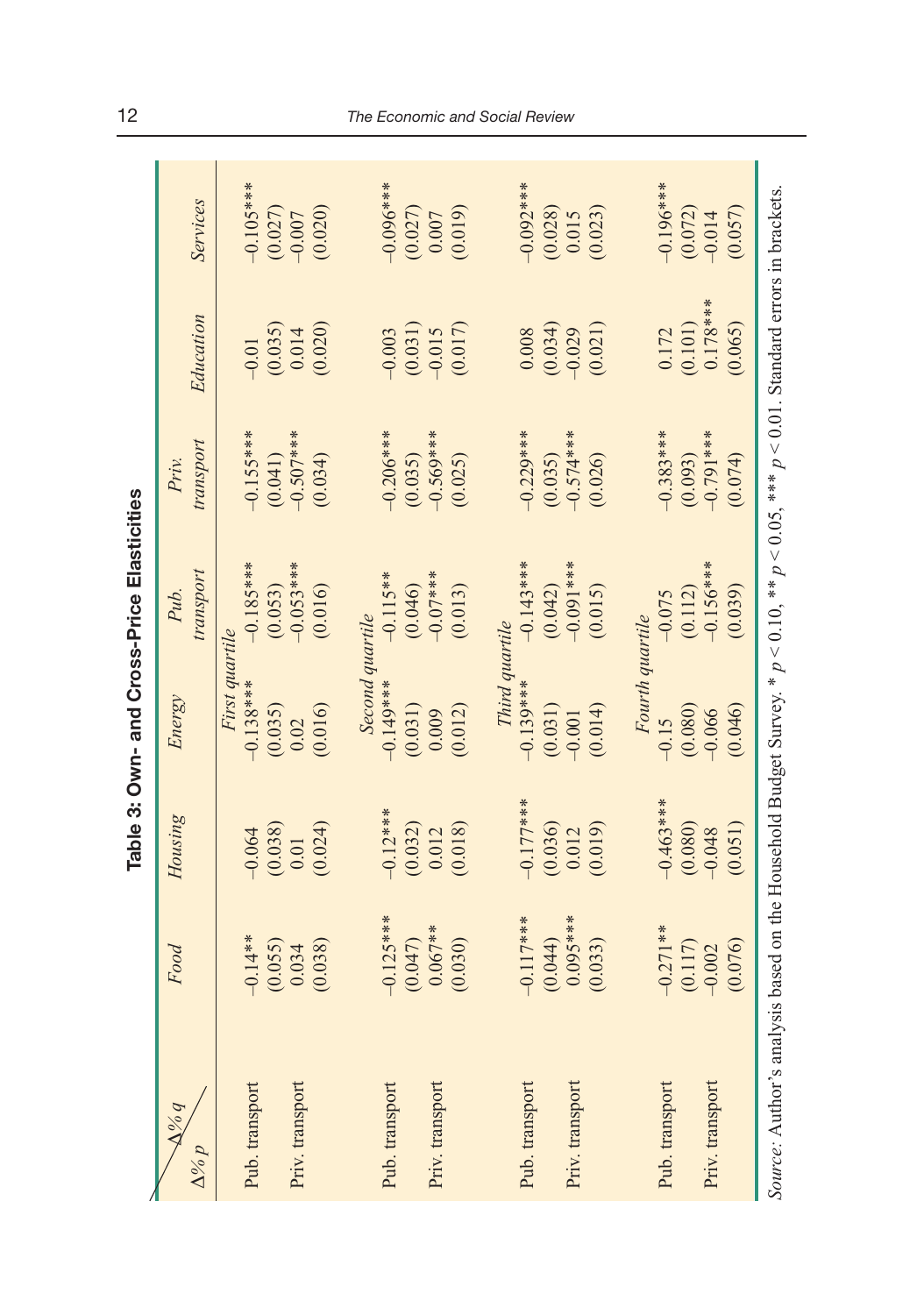**Table 3: Own- and Cross-Price Elasticities**

| $\Delta\% p$ \ $\Delta\% q$ | *Food* | *Housing* | *Energy* | *Pub. transport* | *Priv. transport* | *Education* | *Services* |
|---|---|---|---|---|---|---|---|
| | | | *First quartile* | | | | |
| Pub. transport | –0.14** | –0.064 | –0.138*** | –0.185*** | –0.155*** | –0.01 | –0.105*** |
| | (0.055) | (0.038) | (0.035) | (0.053) | (0.041) | (0.035) | (0.027) |
| Priv. transport | 0.034 | 0.01 | 0.02 | –0.053*** | –0.507*** | 0.014 | –0.007 |
| | (0.038) | (0.024) | (0.016) | (0.016) | (0.034) | (0.020) | (0.020) |
| | | | *Second quartile* | | | | |
| Pub. transport | –0.125*** | –0.12*** | –0.149*** | –0.115** | –0.206*** | –0.003 | –0.096*** |
| | (0.047) | (0.032) | (0.031) | (0.046) | (0.035) | (0.031) | (0.027) |
| Priv. transport | 0.067** | 0.012 | 0.009 | –0.07*** | –0.569*** | –0.015 | 0.007 |
| | (0.030) | (0.018) | (0.012) | (0.013) | (0.025) | (0.017) | (0.019) |
| | | | *Third quartile* | | | | |
| Pub. transport | –0.117*** | –0.177*** | –0.139*** | –0.143*** | –0.229*** | 0.008 | –0.092*** |
| | (0.044) | (0.036) | (0.031) | (0.042) | (0.035) | (0.034) | (0.028) |
| Priv. transport | 0.095*** | 0.012 | –0.001 | –0.091*** | –0.574*** | –0.029 | 0.015 |
| | (0.033) | (0.019) | (0.014) | (0.015) | (0.026) | (0.021) | (0.023) |
| | | | *Fourth quartile* | | | | |
| Pub. transport | –0.271** | –0.463*** | –0.15 | –0.075 | –0.383*** | 0.172 | –0.196*** |
| | (0.117) | (0.080) | (0.080) | (0.112) | (0.093) | (0.101) | (0.072) |
| Priv. transport | –0.002 | –0.048 | –0.066 | –0.156*** | –0.791*** | 0.178*** | –0.014 |
| | (0.076) | (0.051) | (0.046) | (0.039) | (0.074) | (0.065) | (0.057) |

*Source:* Author's analysis based on the Household Budget Survey. * $p < 0.10$, ** $p < 0.05$, *** $p < 0.01$. Standard errors in brackets.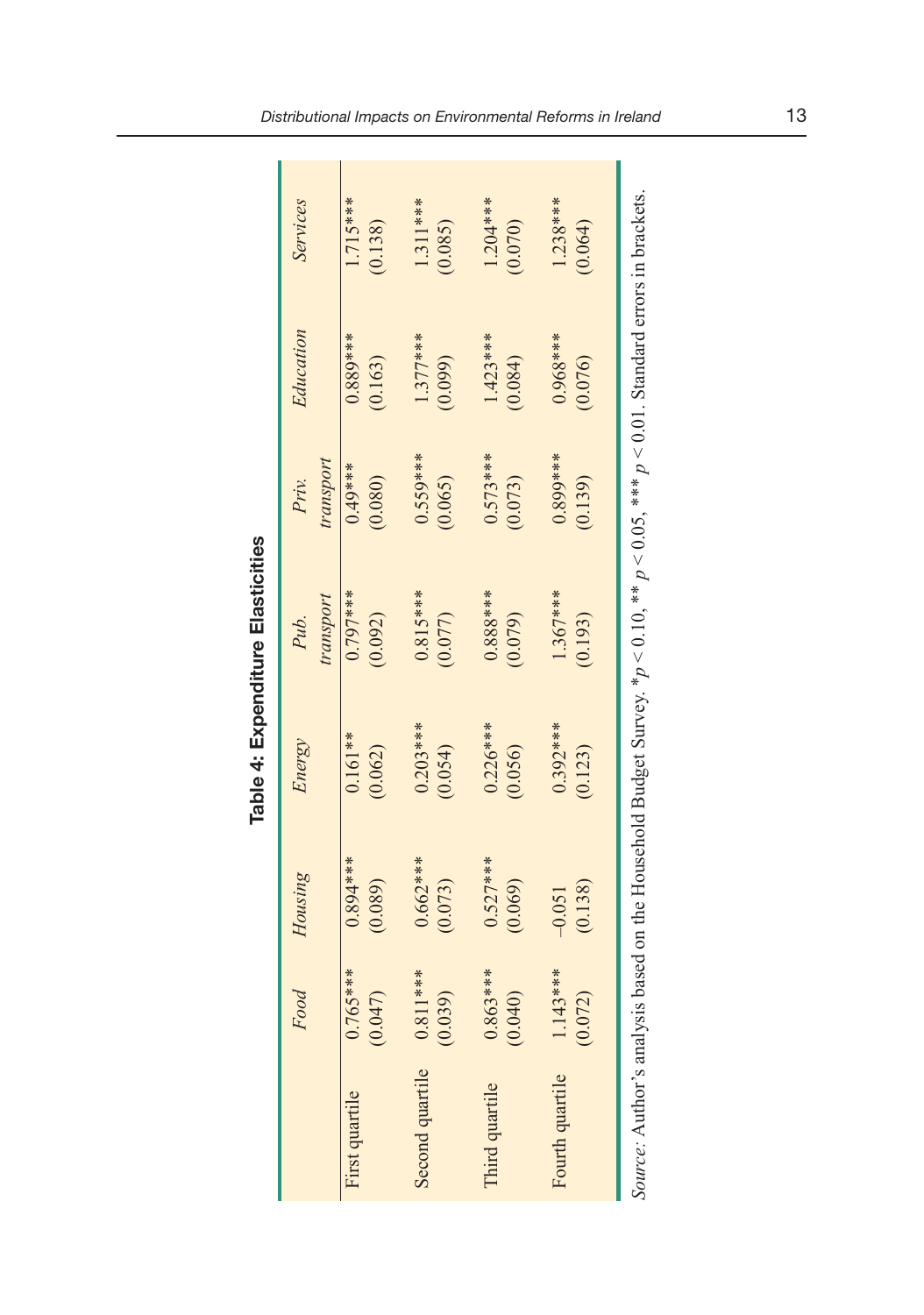**Table 4: Expenditure Elasticities**

| | *Food* | *Housing* | *Energy* | *Pub. transport* | *Priv. transport* | *Education* | *Services* |
|---|---|---|---|---|---|---|---|
| First quartile | 0.765*** | 0.894*** | 0.161** | 0.797*** | 0.49*** | 0.889*** | 1.715*** |
| | (0.047) | (0.089) | (0.062) | (0.092) | (0.080) | (0.163) | (0.138) |
| Second quartile | 0.811*** | 0.662*** | 0.203*** | 0.815*** | 0.559*** | 1.377*** | 1.311*** |
| | (0.039) | (0.073) | (0.054) | (0.077) | (0.065) | (0.099) | (0.085) |
| Third quartile | 0.863*** | 0.527*** | 0.226*** | 0.888*** | 0.573*** | 1.423*** | 1.204*** |
| | (0.040) | (0.069) | (0.056) | (0.079) | (0.073) | (0.084) | (0.070) |
| Fourth quartile | 1.143*** | –0.051 | 0.392*** | 1.367*** | 0.899*** | 0.968*** | 1.238*** |
| | (0.072) | (0.138) | (0.123) | (0.193) | (0.139) | (0.076) | (0.064) |

*Source*: Author's analysis based on the Household Budget Survey. \*$p < 0.10$, \*\* $p < 0.05$, \*\*\* $p < 0.01$. Standard errors in brackets.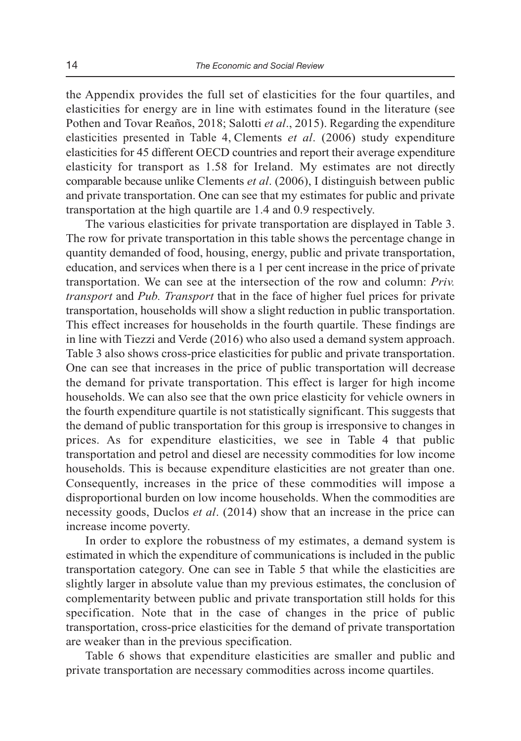the Appendix provides the full set of elasticities for the four quartiles, and elasticities for energy are in line with estimates found in the literature (see Pothen and Tovar Reaños, 2018; Salotti *et al*., 2015). Regarding the expenditure elasticities presented in Table 4, Clements *et al*. (2006) study expenditure elasticities for 45 different OECD countries and report their average expenditure elasticity for transport as 1.58 for Ireland. My estimates are not directly comparable because unlike Clements *et al*. (2006), I distinguish between public and private transportation. One can see that my estimates for public and private transportation at the high quartile are 1.4 and 0.9 respectively.

The various elasticities for private transportation are displayed in Table 3. The row for private transportation in this table shows the percentage change in quantity demanded of food, housing, energy, public and private transportation, education, and services when there is a 1 per cent increase in the price of private transportation. We can see at the intersection of the row and column: *Priv. transport* and *Pub. Transport* that in the face of higher fuel prices for private transportation, households will show a slight reduction in public transportation. This effect increases for households in the fourth quartile. These findings are in line with Tiezzi and Verde (2016) who also used a demand system approach. Table 3 also shows cross-price elasticities for public and private transportation. One can see that increases in the price of public transportation will decrease the demand for private transportation. This effect is larger for high income households. We can also see that the own price elasticity for vehicle owners in the fourth expenditure quartile is not statistically significant. This suggests that the demand of public transportation for this group is irresponsive to changes in prices. As for expenditure elasticities, we see in Table 4 that public transportation and petrol and diesel are necessity commodities for low income households. This is because expenditure elasticities are not greater than one. Consequently, increases in the price of these commodities will impose a disproportional burden on low income households. When the commodities are necessity goods, Duclos *et al*. (2014) show that an increase in the price can increase income poverty.

In order to explore the robustness of my estimates, a demand system is estimated in which the expenditure of communications is included in the public transportation category. One can see in Table 5 that while the elasticities are slightly larger in absolute value than my previous estimates, the conclusion of complementarity between public and private transportation still holds for this specification. Note that in the case of changes in the price of public transportation, cross-price elasticities for the demand of private transportation are weaker than in the previous specification.

Table 6 shows that expenditure elasticities are smaller and public and private transportation are necessary commodities across income quartiles.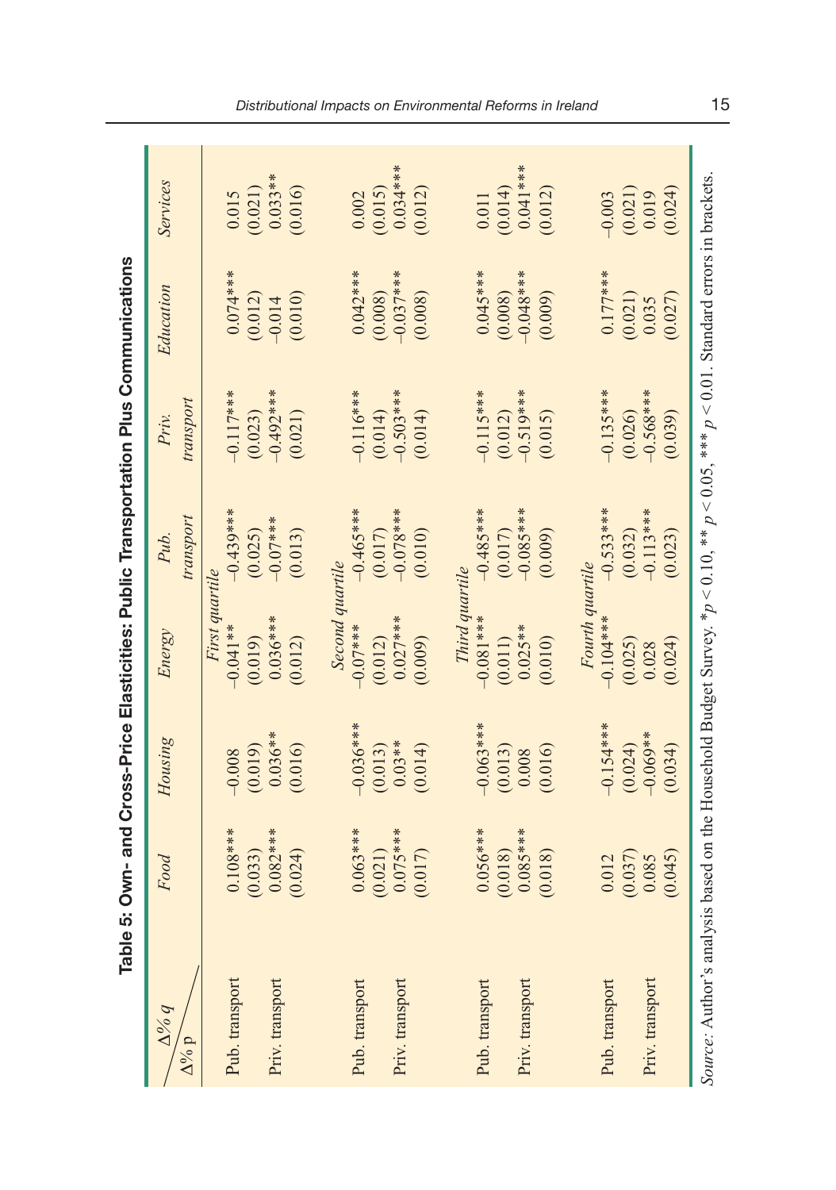**Table 5: Own- and Cross-Price Elasticities: Public Transportation Plus Communications**

| $\Delta\%$ p \ $\Delta\%$ q | *Food* | *Housing* | *Energy* | *Pub. transport* | *Priv. transport* | *Education* | *Services* |
|---|---|---|---|---|---|---|---|
| | | | *First quartile* | | | | |
| Pub. transport | 0.108*** | −0.008 | −0.041** | −0.439*** | −0.117*** | 0.074*** | 0.015 |
| | (0.033) | (0.019) | (0.019) | (0.025) | (0.023) | (0.012) | (0.021) |
| Priv. transport | 0.082*** | 0.036** | 0.036*** | −0.07*** | −0.492*** | −0.014 | 0.033** |
| | (0.024) | (0.016) | (0.012) | (0.013) | (0.021) | (0.010) | (0.016) |
| | | | *Second quartile* | | | | |
| Pub. transport | 0.063*** | −0.036*** | −0.07*** | −0.465*** | −0.116*** | 0.042*** | 0.002 |
| | (0.021) | (0.013) | (0.012) | (0.017) | (0.014) | (0.008) | (0.015) |
| Priv. transport | 0.075*** | 0.03** | 0.027*** | −0.078*** | −0.503*** | −0.037*** | 0.034*** |
| | (0.017) | (0.014) | (0.009) | (0.010) | (0.014) | (0.008) | (0.012) |
| | | | *Third quartile* | | | | |
| Pub. transport | 0.056*** | −0.063*** | −0.081*** | −0.485*** | −0.115*** | 0.045*** | 0.011 |
| | (0.018) | (0.013) | (0.011) | (0.017) | (0.012) | (0.008) | (0.014) |
| Priv. transport | 0.085*** | 0.008 | 0.025** | −0.085*** | −0.519*** | −0.048*** | 0.041*** |
| | (0.018) | (0.016) | (0.010) | (0.009) | (0.015) | (0.009) | (0.012) |
| | | | *Fourth quartile* | | | | |
| Pub. transport | 0.012 | −0.154*** | −0.104*** | −0.533*** | −0.135*** | 0.177*** | −0.003 |
| | (0.037) | (0.024) | (0.025) | (0.032) | (0.026) | (0.021) | (0.021) |
| Priv. transport | 0.085 | −0.069** | 0.028 | −0.113*** | −0.568*** | 0.035 | 0.019 |
| | (0.045) | (0.034) | (0.024) | (0.023) | (0.039) | (0.027) | (0.024) |

*Source:* Author's analysis based on the Household Budget Survey. *$p < 0.10$, ** $p < 0.05$, *** $p < 0.01$. Standard errors in brackets.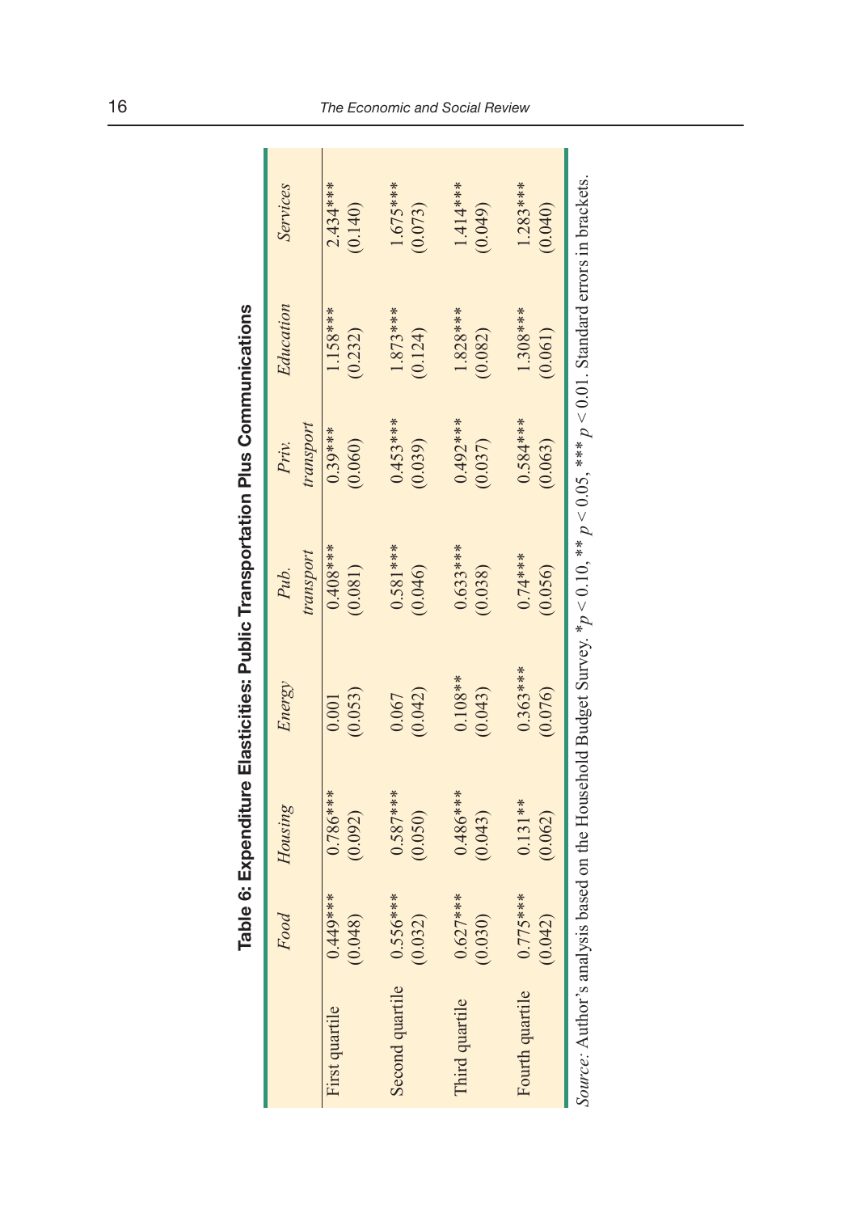**Table 6: Expenditure Elasticities: Public Transportation Plus Communications**

| | *Food* | *Housing* | *Energy* | *Pub. transport* | *Priv. transport* | *Education* | *Services* |
|---|---|---|---|---|---|---|---|
| First quartile | 0.449*** | 0.786*** | 0.001 | 0.408*** | 0.39*** | 1.158*** | 2.434*** |
| | (0.048) | (0.092) | (0.053) | (0.081) | (0.060) | (0.232) | (0.140) |
| Second quartile | 0.556*** | 0.587*** | 0.067 | 0.581*** | 0.453*** | 1.873*** | 1.675*** |
| | (0.032) | (0.050) | (0.042) | (0.046) | (0.039) | (0.124) | (0.073) |
| Third quartile | 0.627*** | 0.486*** | 0.108** | 0.633*** | 0.492*** | 1.828*** | 1.414*** |
| | (0.030) | (0.043) | (0.043) | (0.038) | (0.037) | (0.082) | (0.049) |
| Fourth quartile | 0.775*** | 0.131** | 0.363*** | 0.74*** | 0.584*** | 1.308*** | 1.283*** |
| | (0.042) | (0.062) | (0.076) | (0.056) | (0.063) | (0.061) | (0.040) |

*Source:* Author's analysis based on the Household Budget Survey. * $p < 0.10$, ** $p < 0.05$, *** $p < 0.01$. Standard errors in brackets.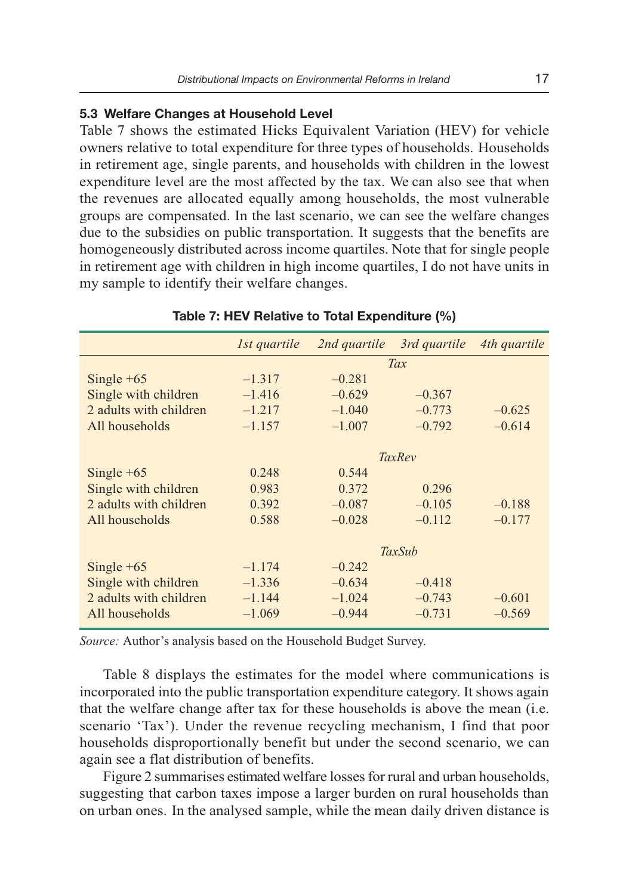### 5.3 Welfare Changes at Household Level

Table 7 shows the estimated Hicks Equivalent Variation (HEV) for vehicle owners relative to total expenditure for three types of households. Households in retirement age, single parents, and households with children in the lowest expenditure level are the most affected by the tax. We can also see that when the revenues are allocated equally among households, the most vulnerable groups are compensated. In the last scenario, we can see the welfare changes due to the subsidies on public transportation. It suggests that the benefits are homogeneously distributed across income quartiles. Note that for single people in retirement age with children in high income quartiles, I do not have units in my sample to identify their welfare changes.

**Table 7: HEV Relative to Total Expenditure (%)**

| | *1st quartile* | *2nd quartile* | *3rd quartile* | *4th quartile* |
|---|---|---|---|---|
| | | *Tax* | | |
| Single +65 | –1.317 | –0.281 | | |
| Single with children | –1.416 | –0.629 | –0.367 | |
| 2 adults with children | –1.217 | –1.040 | –0.773 | –0.625 |
| All households | –1.157 | –1.007 | –0.792 | –0.614 |
| | | *TaxRev* | | |
| Single +65 | 0.248 | 0.544 | | |
| Single with children | 0.983 | 0.372 | 0.296 | |
| 2 adults with children | 0.392 | –0.087 | –0.105 | –0.188 |
| All households | 0.588 | –0.028 | –0.112 | –0.177 |
| | | *TaxSub* | | |
| Single +65 | –1.174 | –0.242 | | |
| Single with children | –1.336 | –0.634 | –0.418 | |
| 2 adults with children | –1.144 | –1.024 | –0.743 | –0.601 |
| All households | –1.069 | –0.944 | –0.731 | –0.569 |

*Source:* Author's analysis based on the Household Budget Survey.

Table 8 displays the estimates for the model where communications is incorporated into the public transportation expenditure category. It shows again that the welfare change after tax for these households is above the mean (i.e. scenario 'Tax'). Under the revenue recycling mechanism, I find that poor households disproportionally benefit but under the second scenario, we can again see a flat distribution of benefits.

Figure 2 summarises estimated welfare losses for rural and urban households, suggesting that carbon taxes impose a larger burden on rural households than on urban ones. In the analysed sample, while the mean daily driven distance is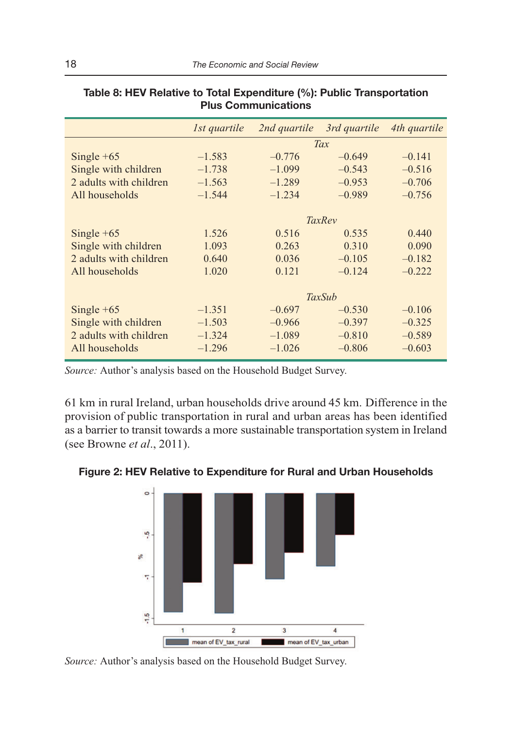**Table 8: HEV Relative to Total Expenditure (%): Public Transportation Plus Communications**

| | *1st quartile* | *2nd quartile* | *3rd quartile* | *4th quartile* |
|---|---|---|---|---|
| | | *Tax* | | |
| Single +65 | –1.583 | –0.776 | –0.649 | –0.141 |
| Single with children | –1.738 | –1.099 | –0.543 | –0.516 |
| 2 adults with children | –1.563 | –1.289 | –0.953 | –0.706 |
| All households | –1.544 | –1.234 | –0.989 | –0.756 |
| | | *TaxRev* | | |
| Single +65 | 1.526 | 0.516 | 0.535 | 0.440 |
| Single with children | 1.093 | 0.263 | 0.310 | 0.090 |
| 2 adults with children | 0.640 | 0.036 | –0.105 | –0.182 |
| All households | 1.020 | 0.121 | –0.124 | –0.222 |
| | | *TaxSub* | | |
| Single +65 | –1.351 | –0.697 | –0.530 | –0.106 |
| Single with children | –1.503 | –0.966 | –0.397 | –0.325 |
| 2 adults with children | –1.324 | –1.089 | –0.810 | –0.589 |
| All households | –1.296 | –1.026 | –0.806 | –0.603 |

*Source:* Author's analysis based on the Household Budget Survey.

61 km in rural Ireland, urban households drive around 45 km. Difference in the provision of public transportation in rural and urban areas has been identified as a barrier to transit towards a more sustainable transportation system in Ireland (see Browne *et al*., 2011).

**Figure 2: HEV Relative to Expenditure for Rural and Urban Households**

*Source:* Author's analysis based on the Household Budget Survey.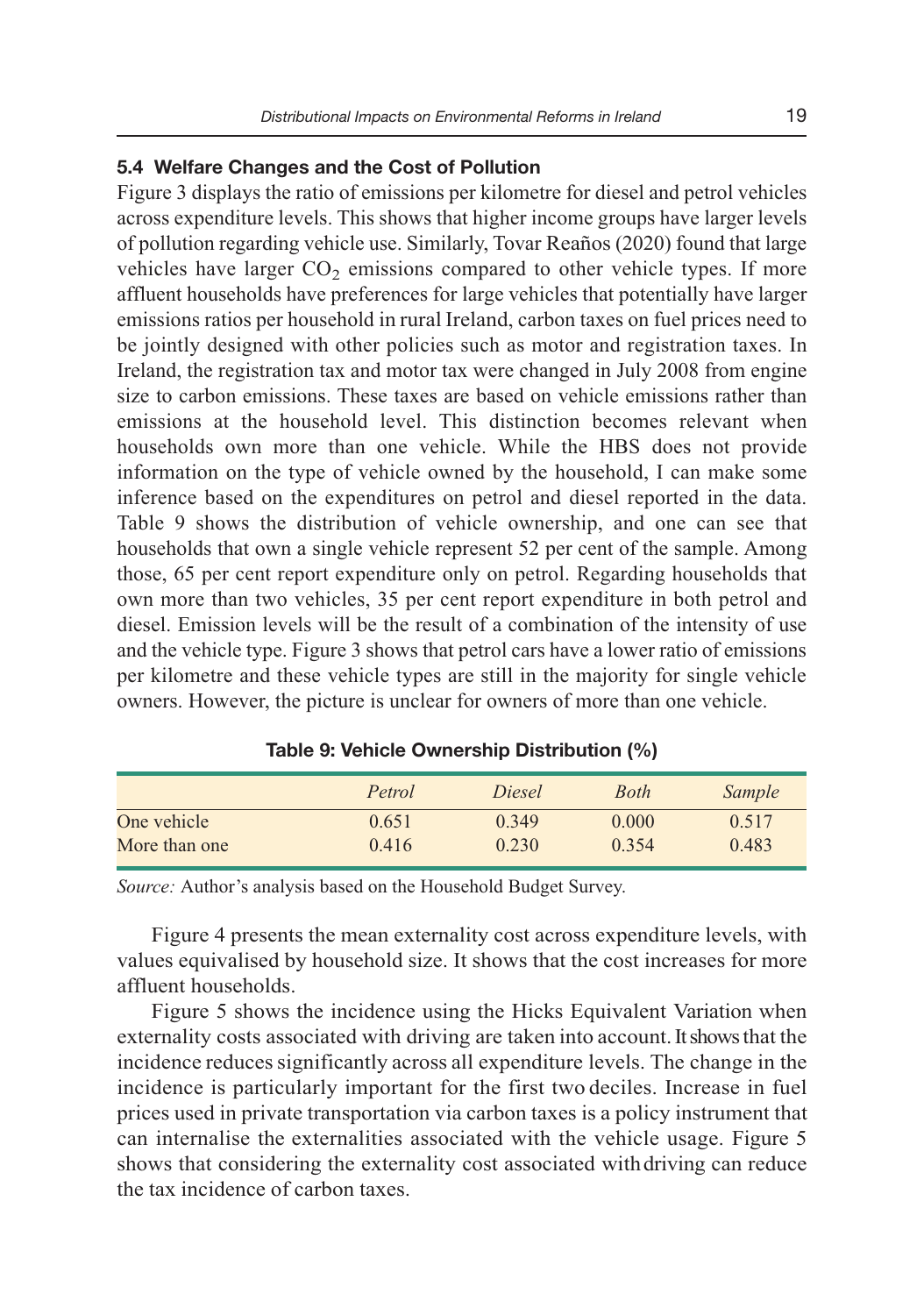### 5.4 Welfare Changes and the Cost of Pollution

Figure 3 displays the ratio of emissions per kilometre for diesel and petrol vehicles across expenditure levels. This shows that higher income groups have larger levels of pollution regarding vehicle use. Similarly, Tovar Reaños (2020) found that large vehicles have larger $CO_2$ emissions compared to other vehicle types. If more affluent households have preferences for large vehicles that potentially have larger emissions ratios per household in rural Ireland, carbon taxes on fuel prices need to be jointly designed with other policies such as motor and registration taxes. In Ireland, the registration tax and motor tax were changed in July 2008 from engine size to carbon emissions. These taxes are based on vehicle emissions rather than emissions at the household level. This distinction becomes relevant when households own more than one vehicle. While the HBS does not provide information on the type of vehicle owned by the household, I can make some inference based on the expenditures on petrol and diesel reported in the data. Table 9 shows the distribution of vehicle ownership, and one can see that households that own a single vehicle represent 52 per cent of the sample. Among those, 65 per cent report expenditure only on petrol. Regarding households that own more than two vehicles, 35 per cent report expenditure in both petrol and diesel. Emission levels will be the result of a combination of the intensity of use and the vehicle type. Figure 3 shows that petrol cars have a lower ratio of emissions per kilometre and these vehicle types are still in the majority for single vehicle owners. However, the picture is unclear for owners of more than one vehicle.

**Table 9: Vehicle Ownership Distribution (%)**

| | *Petrol* | *Diesel* | *Both* | *Sample* |
|---|---|---|---|---|
| One vehicle | 0.651 | 0.349 | 0.000 | 0.517 |
| More than one | 0.416 | 0.230 | 0.354 | 0.483 |

*Source:* Author's analysis based on the Household Budget Survey.

Figure 4 presents the mean externality cost across expenditure levels, with values equivalised by household size. It shows that the cost increases for more affluent households.

Figure 5 shows the incidence using the Hicks Equivalent Variation when externality costs associated with driving are taken into account. It shows that the incidence reduces significantly across all expenditure levels. The change in the incidence is particularly important for the first two deciles. Increase in fuel prices used in private transportation via carbon taxes is a policy instrument that can internalise the externalities associated with the vehicle usage. Figure 5 shows that considering the externality cost associated with driving can reduce the tax incidence of carbon taxes.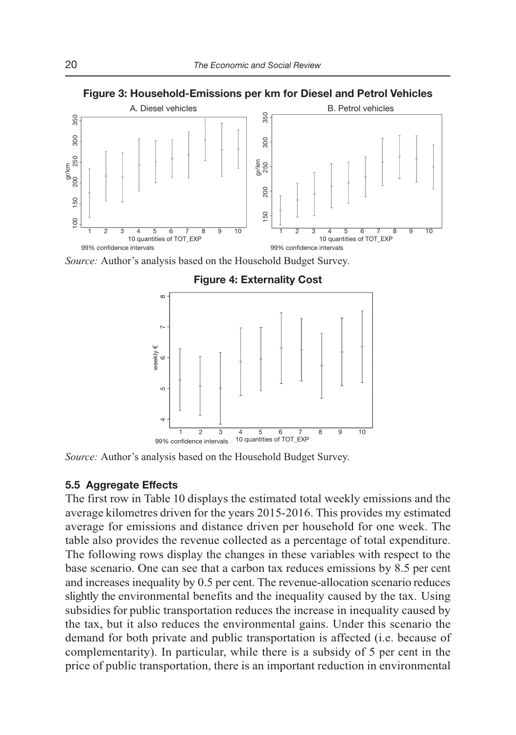**Figure 3: Household-Emissions per km for Diesel and Petrol Vehicles**

*Source:* Author's analysis based on the Household Budget Survey.

**Figure 4: Externality Cost**

*Source:* Author's analysis based on the Household Budget Survey.

### 5.5 Aggregate Effects

The first row in Table 10 displays the estimated total weekly emissions and the average kilometres driven for the years 2015-2016. This provides my estimated average for emissions and distance driven per household for one week. The table also provides the revenue collected as a percentage of total expenditure. The following rows display the changes in these variables with respect to the base scenario. One can see that a carbon tax reduces emissions by 8.5 per cent and increases inequality by 0.5 per cent. The revenue-allocation scenario reduces slightly the environmental benefits and the inequality caused by the tax. Using subsidies for public transportation reduces the increase in inequality caused by the tax, but it also reduces the environmental gains. Under this scenario the demand for both private and public transportation is affected (i.e. because of complementarity). In particular, while there is a subsidy of 5 per cent in the price of public transportation, there is an important reduction in environmental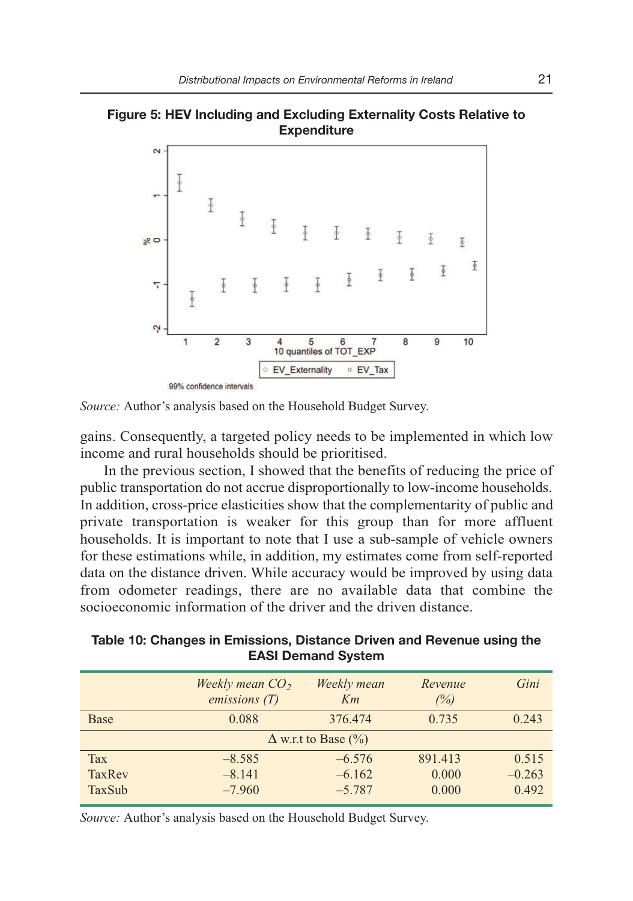**Figure 5: HEV Including and Excluding Externality Costs Relative to Expenditure**

*Source:* Author's analysis based on the Household Budget Survey.

gains. Consequently, a targeted policy needs to be implemented in which low income and rural households should be prioritised.

In the previous section, I showed that the benefits of reducing the price of public transportation do not accrue disproportionally to low-income households. In addition, cross-price elasticities show that the complementarity of public and private transportation is weaker for this group than for more affluent households. It is important to note that I use a sub-sample of vehicle owners for these estimations while, in addition, my estimates come from self-reported data on the distance driven. While accuracy would be improved by using data from odometer readings, there are no available data that combine the socioeconomic information of the driver and the driven distance.

**Table 10: Changes in Emissions, Distance Driven and Revenue using the EASI Demand System**

| | *Weekly mean $CO_2$ emissions (T)* | *Weekly mean Km* | *Revenue (%)* | *Gini* |
|---|---|---|---|---|
| Base | 0.088 | 376.474 | 0.735 | 0.243 |
| | Δ w.r.t to Base (%) | | | |
| Tax | –8.585 | –6.576 | 891.413 | 0.515 |
| TaxRev | –8.141 | –6.162 | 0.000 | –0.263 |
| TaxSub | –7.960 | –5.787 | 0.000 | 0.492 |

*Source:* Author's analysis based on the Household Budget Survey.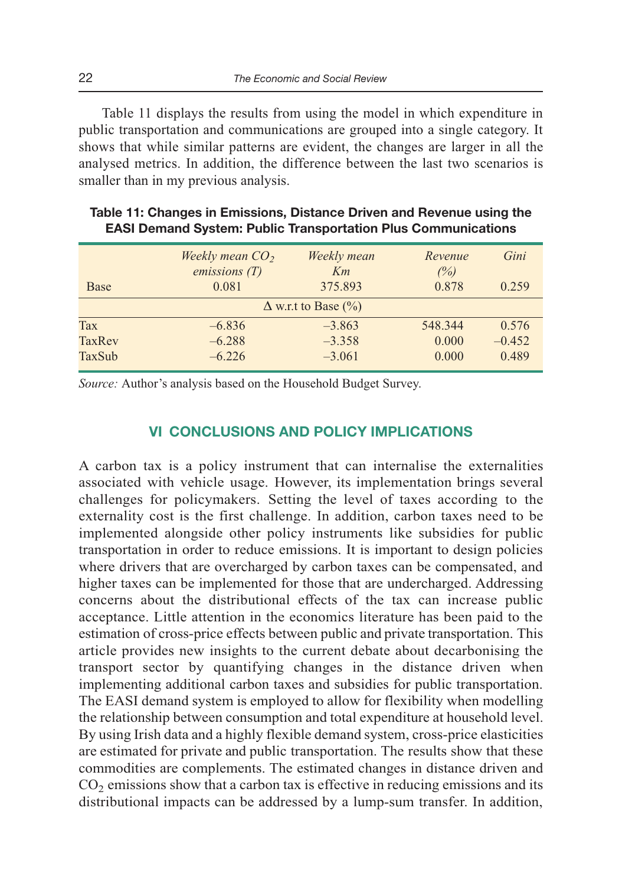Table 11 displays the results from using the model in which expenditure in public transportation and communications are grouped into a single category. It shows that while similar patterns are evident, the changes are larger in all the analysed metrics. In addition, the difference between the last two scenarios is smaller than in my previous analysis.

**Table 11: Changes in Emissions, Distance Driven and Revenue using the EASI Demand System: Public Transportation Plus Communications**

| | *Weekly mean $CO_2$ emissions (T)* | *Weekly mean Km* | *Revenue (%)* | *Gini* |
|---|---|---|---|---|
| Base | 0.081 | 375.893 | 0.878 | 0.259 |
| | | Δ w.r.t to Base (%) | | |
| Tax | –6.836 | –3.863 | 548.344 | 0.576 |
| TaxRev | –6.288 | –3.358 | 0.000 | –0.452 |
| TaxSub | –6.226 | –3.061 | 0.000 | 0.489 |

*Source:* Author's analysis based on the Household Budget Survey.

## VI CONCLUSIONS AND POLICY IMPLICATIONS

A carbon tax is a policy instrument that can internalise the externalities associated with vehicle usage. However, its implementation brings several challenges for policymakers. Setting the level of taxes according to the externality cost is the first challenge. In addition, carbon taxes need to be implemented alongside other policy instruments like subsidies for public transportation in order to reduce emissions. It is important to design policies where drivers that are overcharged by carbon taxes can be compensated, and higher taxes can be implemented for those that are undercharged. Addressing concerns about the distributional effects of the tax can increase public acceptance. Little attention in the economics literature has been paid to the estimation of cross-price effects between public and private transportation. This article provides new insights to the current debate about decarbonising the transport sector by quantifying changes in the distance driven when implementing additional carbon taxes and subsidies for public transportation. The EASI demand system is employed to allow for flexibility when modelling the relationship between consumption and total expenditure at household level. By using Irish data and a highly flexible demand system, cross-price elasticities are estimated for private and public transportation. The results show that these commodities are complements. The estimated changes in distance driven and $CO_2$ emissions show that a carbon tax is effective in reducing emissions and its distributional impacts can be addressed by a lump-sum transfer. In addition,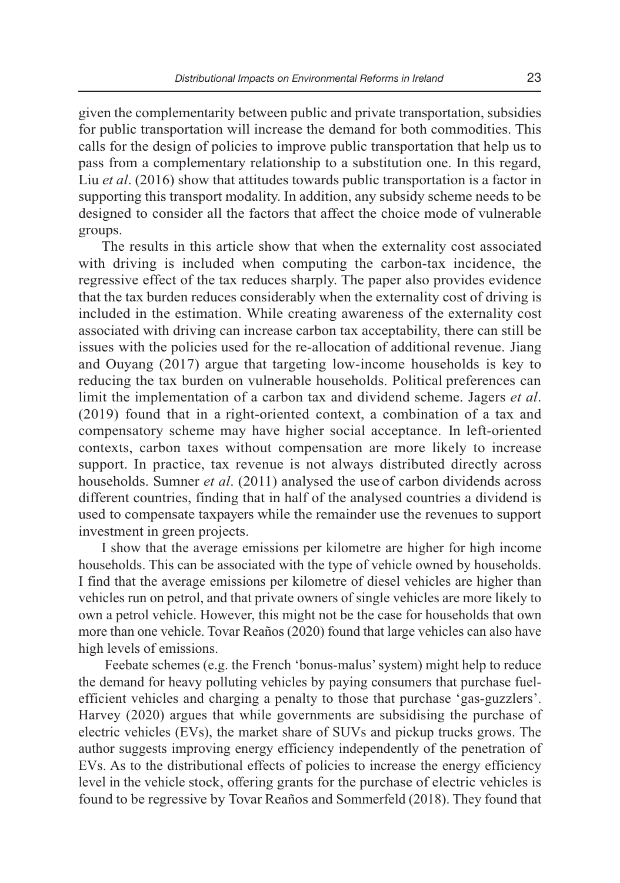given the complementarity between public and private transportation, subsidies for public transportation will increase the demand for both commodities. This calls for the design of policies to improve public transportation that help us to pass from a complementary relationship to a substitution one. In this regard, Liu *et al*. (2016) show that attitudes towards public transportation is a factor in supporting this transport modality. In addition, any subsidy scheme needs to be designed to consider all the factors that affect the choice mode of vulnerable groups.

The results in this article show that when the externality cost associated with driving is included when computing the carbon-tax incidence, the regressive effect of the tax reduces sharply. The paper also provides evidence that the tax burden reduces considerably when the externality cost of driving is included in the estimation. While creating awareness of the externality cost associated with driving can increase carbon tax acceptability, there can still be issues with the policies used for the re-allocation of additional revenue. Jiang and Ouyang (2017) argue that targeting low-income households is key to reducing the tax burden on vulnerable households. Political preferences can limit the implementation of a carbon tax and dividend scheme. Jagers *et al*. (2019) found that in a right-oriented context, a combination of a tax and compensatory scheme may have higher social acceptance. In left-oriented contexts, carbon taxes without compensation are more likely to increase support. In practice, tax revenue is not always distributed directly across households. Sumner *et al*. (2011) analysed the use of carbon dividends across different countries, finding that in half of the analysed countries a dividend is used to compensate taxpayers while the remainder use the revenues to support investment in green projects.

I show that the average emissions per kilometre are higher for high income households. This can be associated with the type of vehicle owned by households. I find that the average emissions per kilometre of diesel vehicles are higher than vehicles run on petrol, and that private owners of single vehicles are more likely to own a petrol vehicle. However, this might not be the case for households that own more than one vehicle. Tovar Reaños (2020) found that large vehicles can also have high levels of emissions.

Feebate schemes (e.g. the French 'bonus-malus' system) might help to reduce the demand for heavy polluting vehicles by paying consumers that purchase fuel-efficient vehicles and charging a penalty to those that purchase 'gas-guzzlers'. Harvey (2020) argues that while governments are subsidising the purchase of electric vehicles (EVs), the market share of SUVs and pickup trucks grows. The author suggests improving energy efficiency independently of the penetration of EVs. As to the distributional effects of policies to increase the energy efficiency level in the vehicle stock, offering grants for the purchase of electric vehicles is found to be regressive by Tovar Reaños and Sommerfeld (2018). They found that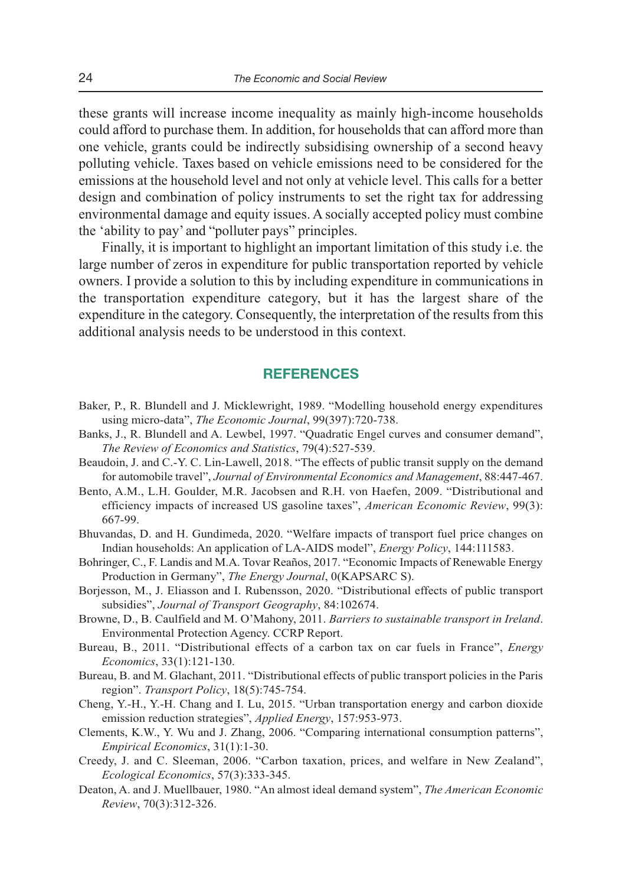these grants will increase income inequality as mainly high-income households could afford to purchase them. In addition, for households that can afford more than one vehicle, grants could be indirectly subsidising ownership of a second heavy polluting vehicle. Taxes based on vehicle emissions need to be considered for the emissions at the household level and not only at vehicle level. This calls for a better design and combination of policy instruments to set the right tax for addressing environmental damage and equity issues. A socially accepted policy must combine the 'ability to pay' and "polluter pays" principles.

Finally, it is important to highlight an important limitation of this study i.e. the large number of zeros in expenditure for public transportation reported by vehicle owners. I provide a solution to this by including expenditure in communications in the transportation expenditure category, but it has the largest share of the expenditure in the category. Consequently, the interpretation of the results from this additional analysis needs to be understood in this context.

## REFERENCES

Baker, P., R. Blundell and J. Micklewright, 1989. "Modelling household energy expenditures using micro-data", *The Economic Journal*, 99(397):720-738.

Banks, J., R. Blundell and A. Lewbel, 1997. "Quadratic Engel curves and consumer demand", *The Review of Economics and Statistics*, 79(4):527-539.

Beaudoin, J. and C.-Y. C. Lin-Lawell, 2018. "The effects of public transit supply on the demand for automobile travel", *Journal of Environmental Economics and Management*, 88:447-467.

Bento, A.M., L.H. Goulder, M.R. Jacobsen and R.H. von Haefen, 2009. "Distributional and efficiency impacts of increased US gasoline taxes", *American Economic Review*, 99(3): 667-99.

Bhuvandas, D. and H. Gundimeda, 2020. "Welfare impacts of transport fuel price changes on Indian households: An application of LA-AIDS model", *Energy Policy*, 144:111583.

Bohringer, C., F. Landis and M.A. Tovar Reaños, 2017. "Economic Impacts of Renewable Energy Production in Germany", *The Energy Journal*, 0(KAPSARC S).

Borjesson, M., J. Eliasson and I. Rubensson, 2020. "Distributional effects of public transport subsidies", *Journal of Transport Geography*, 84:102674.

Browne, D., B. Caulfield and M. O'Mahony, 2011. *Barriers to sustainable transport in Ireland*. Environmental Protection Agency. CCRP Report.

Bureau, B., 2011. "Distributional effects of a carbon tax on car fuels in France", *Energy Economics*, 33(1):121-130.

Bureau, B. and M. Glachant, 2011. "Distributional effects of public transport policies in the Paris region". *Transport Policy*, 18(5):745-754.

Cheng, Y.-H., Y.-H. Chang and I. Lu, 2015. "Urban transportation energy and carbon dioxide emission reduction strategies", *Applied Energy*, 157:953-973.

Clements, K.W., Y. Wu and J. Zhang, 2006. "Comparing international consumption patterns", *Empirical Economics*, 31(1):1-30.

Creedy, J. and C. Sleeman, 2006. "Carbon taxation, prices, and welfare in New Zealand", *Ecological Economics*, 57(3):333-345.

Deaton, A. and J. Muellbauer, 1980. "An almost ideal demand system", *The American Economic Review*, 70(3):312-326.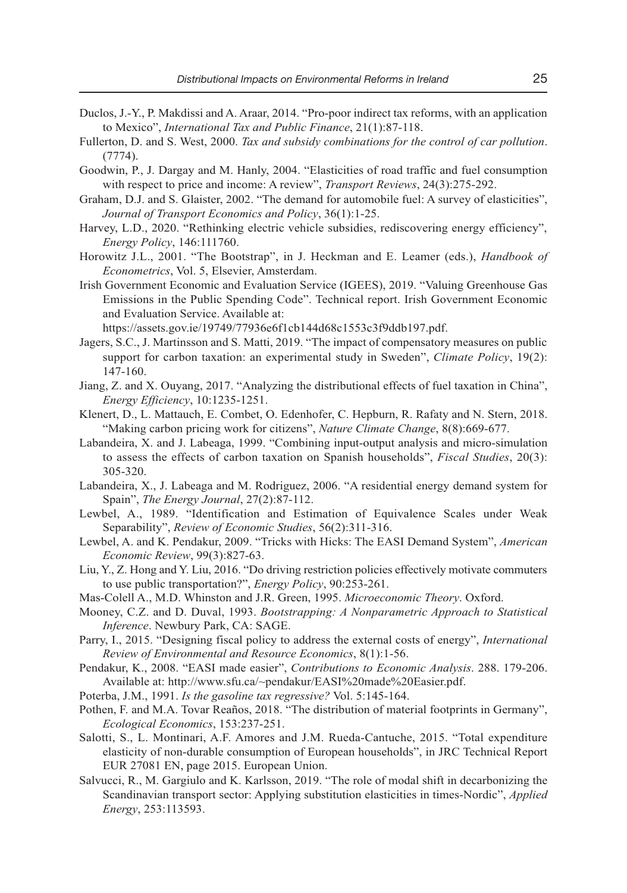Duclos, J.-Y., P. Makdissi and A. Araar, 2014. "Pro-poor indirect tax reforms, with an application to Mexico", *International Tax and Public Finance*, 21(1):87-118.

Fullerton, D. and S. West, 2000. *Tax and subsidy combinations for the control of car pollution*. (7774).

Goodwin, P., J. Dargay and M. Hanly, 2004. "Elasticities of road traffic and fuel consumption with respect to price and income: A review", *Transport Reviews*, 24(3):275-292.

Graham, D.J. and S. Glaister, 2002. "The demand for automobile fuel: A survey of elasticities", *Journal of Transport Economics and Policy*, 36(1):1-25.

Harvey, L.D., 2020. "Rethinking electric vehicle subsidies, rediscovering energy efficiency", *Energy Policy*, 146:111760.

Horowitz J.L., 2001. "The Bootstrap", in J. Heckman and E. Leamer (eds.), *Handbook of Econometrics*, Vol. 5, Elsevier, Amsterdam.

Irish Government Economic and Evaluation Service (IGEES), 2019. "Valuing Greenhouse Gas Emissions in the Public Spending Code". Technical report. Irish Government Economic and Evaluation Service. Available at: https://assets.gov.ie/19749/77936e6f1cb144d68c1553c3f9ddb197.pdf.

Jagers, S.C., J. Martinsson and S. Matti, 2019. "The impact of compensatory measures on public support for carbon taxation: an experimental study in Sweden", *Climate Policy*, 19(2): 147-160.

Jiang, Z. and X. Ouyang, 2017. "Analyzing the distributional effects of fuel taxation in China", *Energy Efficiency*, 10:1235-1251.

Klenert, D., L. Mattauch, E. Combet, O. Edenhofer, C. Hepburn, R. Rafaty and N. Stern, 2018. "Making carbon pricing work for citizens", *Nature Climate Change*, 8(8):669-677.

Labandeira, X. and J. Labeaga, 1999. "Combining input-output analysis and micro-simulation to assess the effects of carbon taxation on Spanish households", *Fiscal Studies*, 20(3): 305-320.

Labandeira, X., J. Labeaga and M. Rodriguez, 2006. "A residential energy demand system for Spain", *The Energy Journal*, 27(2):87-112.

Lewbel, A., 1989. "Identification and Estimation of Equivalence Scales under Weak Separability", *Review of Economic Studies*, 56(2):311-316.

Lewbel, A. and K. Pendakur, 2009. "Tricks with Hicks: The EASI Demand System", *American Economic Review*, 99(3):827-63.

Liu, Y., Z. Hong and Y. Liu, 2016. "Do driving restriction policies effectively motivate commuters to use public transportation?", *Energy Policy*, 90:253-261.

Mas-Colell A., M.D. Whinston and J.R. Green, 1995. *Microeconomic Theory*. Oxford.

Mooney, C.Z. and D. Duval, 1993. *Bootstrapping: A Nonparametric Approach to Statistical Inference*. Newbury Park, CA: SAGE.

Parry, I., 2015. "Designing fiscal policy to address the external costs of energy", *International Review of Environmental and Resource Economics*, 8(1):1-56.

Pendakur, K., 2008. "EASI made easier", *Contributions to Economic Analysis*. 288. 179-206. Available at: http://www.sfu.ca/~pendakur/EASI%20made%20Easier.pdf.

Poterba, J.M., 1991. *Is the gasoline tax regressive?* Vol. 5:145-164.

Pothen, F. and M.A. Tovar Reaños, 2018. "The distribution of material footprints in Germany", *Ecological Economics*, 153:237-251.

Salotti, S., L. Montinari, A.F. Amores and J.M. Rueda-Cantuche, 2015. "Total expenditure elasticity of non-durable consumption of European households", in JRC Technical Report EUR 27081 EN, page 2015. European Union.

Salvucci, R., M. Gargiulo and K. Karlsson, 2019. "The role of modal shift in decarbonizing the Scandinavian transport sector: Applying substitution elasticities in times-Nordic", *Applied Energy*, 253:113593.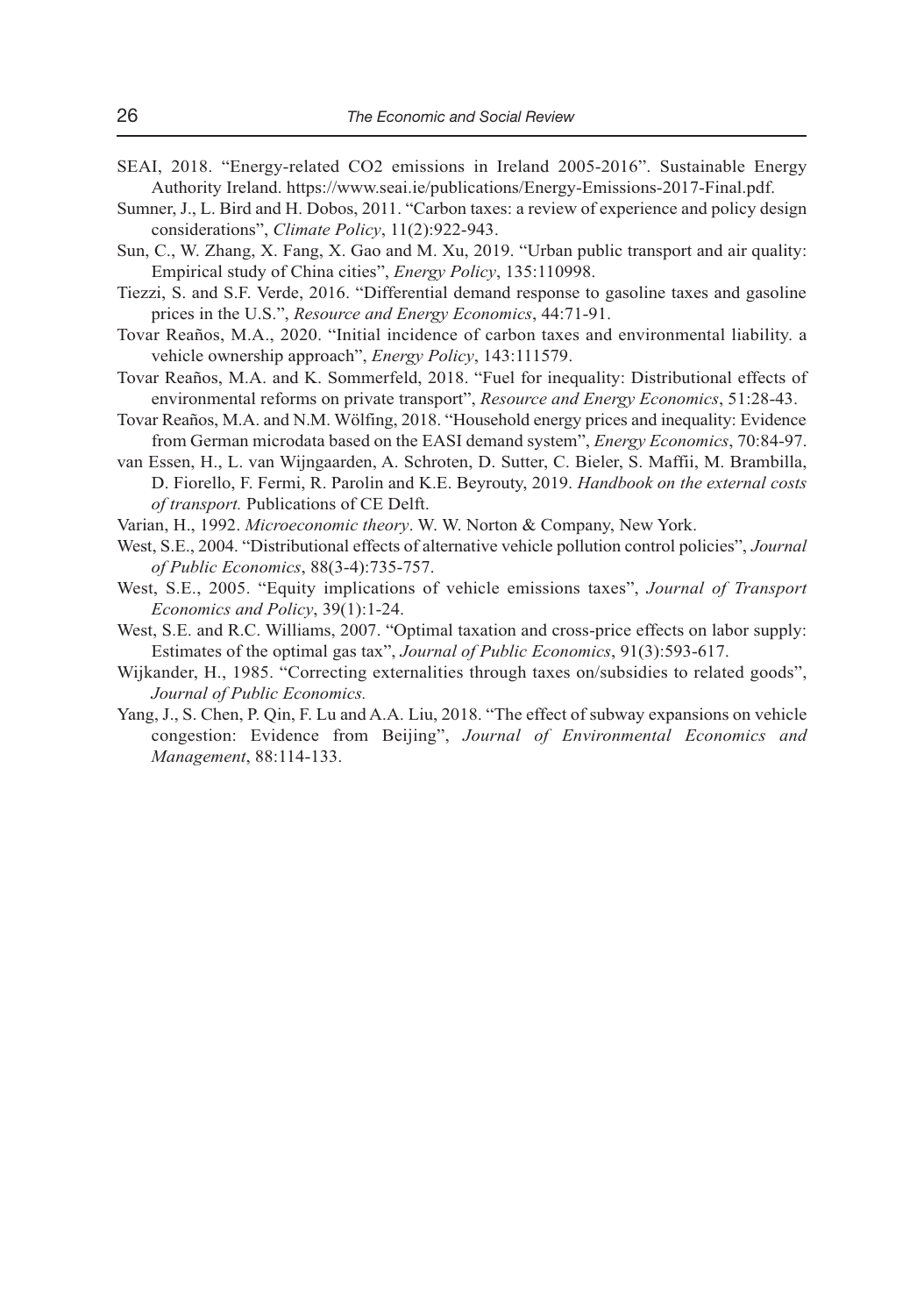SEAI, 2018. "Energy-related CO2 emissions in Ireland 2005-2016". Sustainable Energy Authority Ireland. https://www.seai.ie/publications/Energy-Emissions-2017-Final.pdf.

Sumner, J., L. Bird and H. Dobos, 2011. "Carbon taxes: a review of experience and policy design considerations", *Climate Policy*, 11(2):922-943.

Sun, C., W. Zhang, X. Fang, X. Gao and M. Xu, 2019. "Urban public transport and air quality: Empirical study of China cities", *Energy Policy*, 135:110998.

Tiezzi, S. and S.F. Verde, 2016. "Differential demand response to gasoline taxes and gasoline prices in the U.S.", *Resource and Energy Economics*, 44:71-91.

Tovar Reaños, M.A., 2020. "Initial incidence of carbon taxes and environmental liability. a vehicle ownership approach", *Energy Policy*, 143:111579.

Tovar Reaños, M.A. and K. Sommerfeld, 2018. "Fuel for inequality: Distributional effects of environmental reforms on private transport", *Resource and Energy Economics*, 51:28-43.

Tovar Reaños, M.A. and N.M. Wölfing, 2018. "Household energy prices and inequality: Evidence from German microdata based on the EASI demand system", *Energy Economics*, 70:84-97.

van Essen, H., L. van Wijngaarden, A. Schroten, D. Sutter, C. Bieler, S. Maffii, M. Brambilla, D. Fiorello, F. Fermi, R. Parolin and K.E. Beyrouty, 2019. *Handbook on the external costs of transport.* Publications of CE Delft.

Varian, H., 1992. *Microeconomic theory*. W. W. Norton & Company, New York.

West, S.E., 2004. "Distributional effects of alternative vehicle pollution control policies", *Journal of Public Economics*, 88(3-4):735-757.

West, S.E., 2005. "Equity implications of vehicle emissions taxes", *Journal of Transport Economics and Policy*, 39(1):1-24.

West, S.E. and R.C. Williams, 2007. "Optimal taxation and cross-price effects on labor supply: Estimates of the optimal gas tax", *Journal of Public Economics*, 91(3):593-617.

Wijkander, H., 1985. "Correcting externalities through taxes on/subsidies to related goods", *Journal of Public Economics.*

Yang, J., S. Chen, P. Qin, F. Lu and A.A. Liu, 2018. "The effect of subway expansions on vehicle congestion: Evidence from Beijing", *Journal of Environmental Economics and Management*, 88:114-133.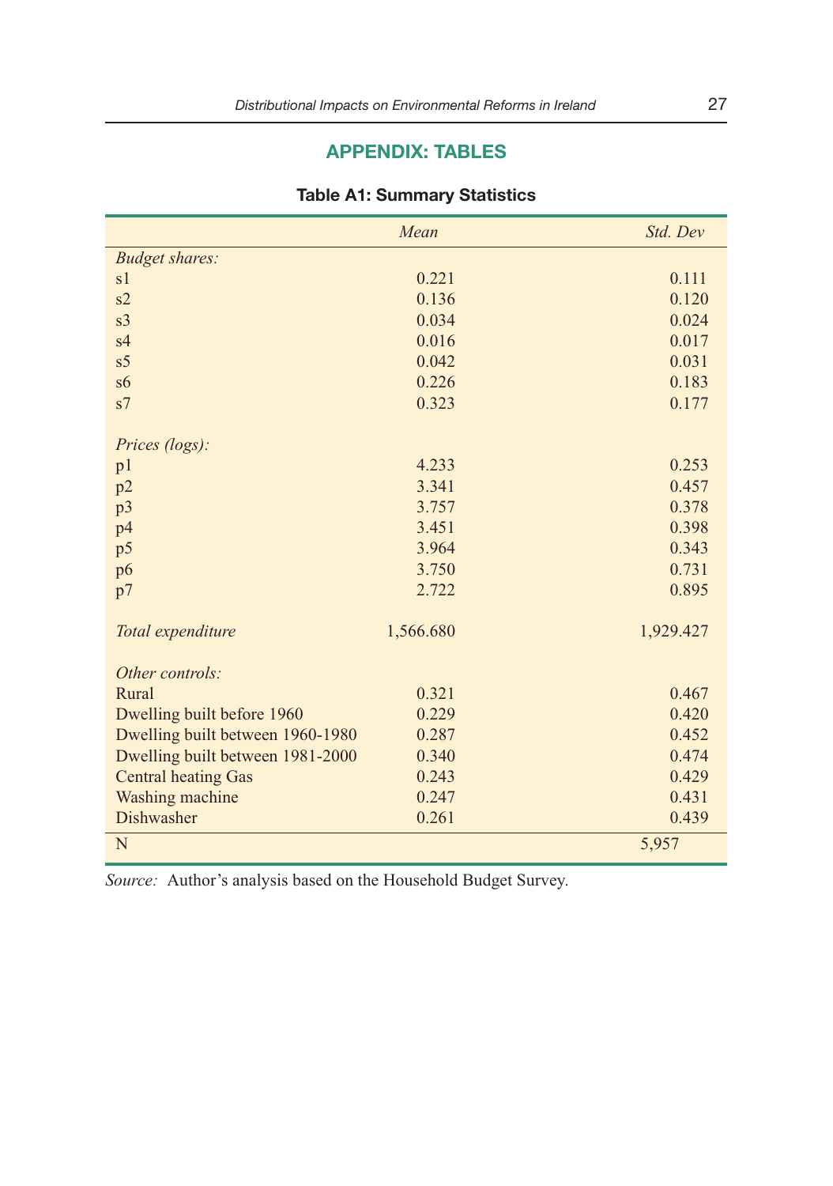## APPENDIX: TABLES

**Table A1: Summary Statistics**

| | *Mean* | *Std. Dev* |
|---|---|---|
| *Budget shares:* | | |
| s1 | 0.221 | 0.111 |
| s2 | 0.136 | 0.120 |
| s3 | 0.034 | 0.024 |
| s4 | 0.016 | 0.017 |
| s5 | 0.042 | 0.031 |
| s6 | 0.226 | 0.183 |
| s7 | 0.323 | 0.177 |
| *Prices (logs):* | | |
| p1 | 4.233 | 0.253 |
| p2 | 3.341 | 0.457 |
| p3 | 3.757 | 0.378 |
| p4 | 3.451 | 0.398 |
| p5 | 3.964 | 0.343 |
| p6 | 3.750 | 0.731 |
| p7 | 2.722 | 0.895 |
| *Total expenditure* | 1,566.680 | 1,929.427 |
| *Other controls:* | | |
| Rural | 0.321 | 0.467 |
| Dwelling built before 1960 | 0.229 | 0.420 |
| Dwelling built between 1960-1980 | 0.287 | 0.452 |
| Dwelling built between 1981-2000 | 0.340 | 0.474 |
| Central heating Gas | 0.243 | 0.429 |
| Washing machine | 0.247 | 0.431 |
| Dishwasher | 0.261 | 0.439 |
| N | | 5,957 |

*Source:* Author's analysis based on the Household Budget Survey.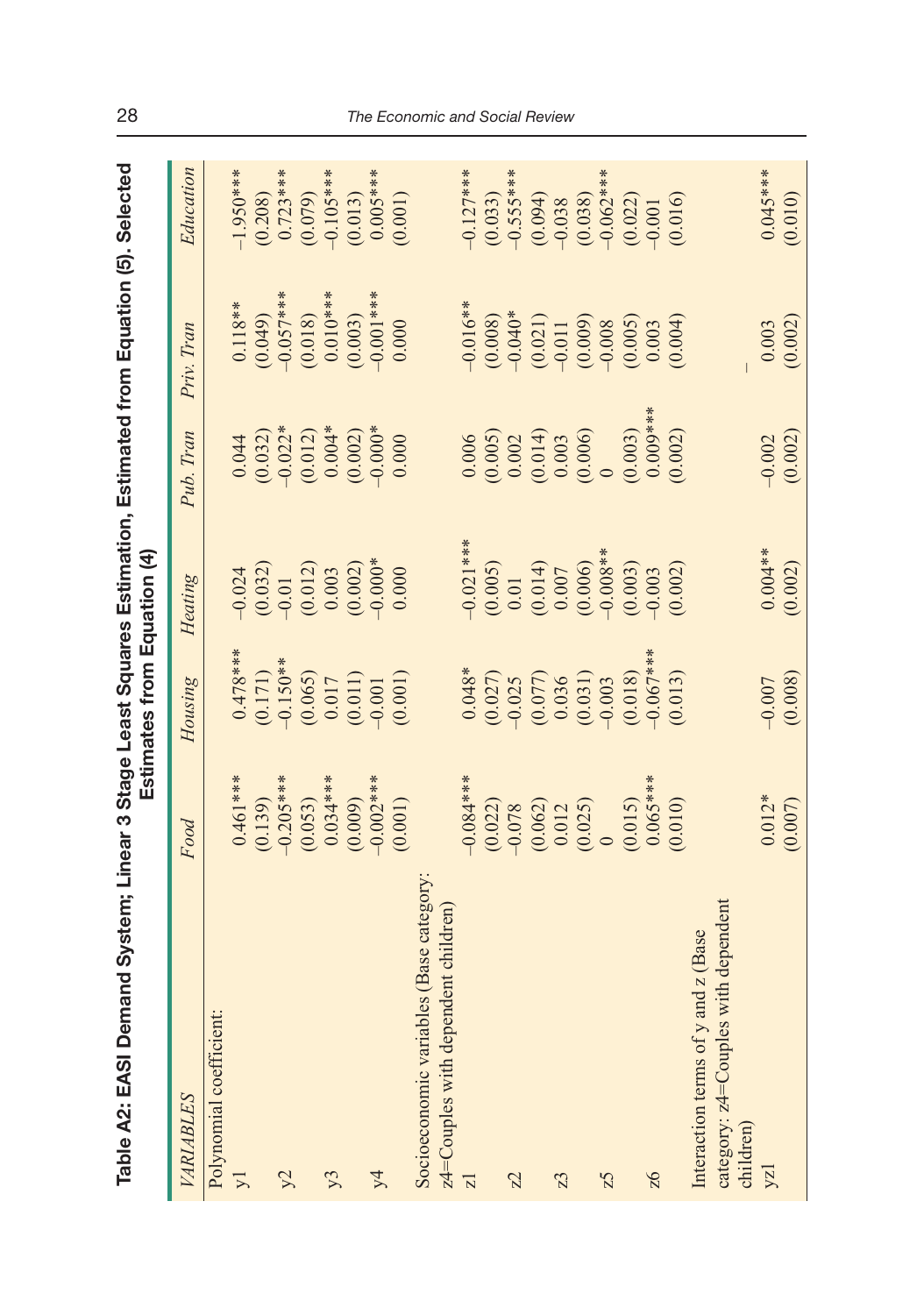**Table A2: EASI Demand System; Linear 3 Stage Least Squares Estimation, Estimated from Equation (5). Selected Estimates from Equation (4)**

| *VARIABLES* | *Food* | *Housing* | *Heating* | *Pub. Tran* | *Priv. Tran* | *Education* |
|---|---|---|---|---|---|---|
| Polynomial coefficient: | | | | | | |
| y1 | 0.461*** | 0.478*** | –0.024 | 0.044 | 0.118** | –1.950*** |
| | (0.139) | (0.171) | (0.032) | (0.032) | (0.049) | (0.208) |
| y2 | –0.205*** | –0.150** | –0.01 | –0.022* | –0.057*** | 0.723*** |
| | (0.053) | (0.065) | (0.012) | (0.012) | (0.018) | (0.079) |
| y3 | 0.034*** | 0.017 | 0.003 | 0.004* | 0.010*** | –0.105*** |
| | (0.009) | (0.011) | (0.002) | (0.002) | (0.003) | (0.013) |
| y4 | –0.002*** | –0.001 | –0.000* | –0.000* | –0.001*** | 0.005*** |
| | (0.001) | (0.001) | 0.000 | 0.000 | 0.000 | (0.001) |
| Socioeconomic variables (Base category: z4=Couples with dependent children) | | | | | | |
| z1 | –0.084*** | 0.048* | –0.021*** | 0.006 | –0.016** | –0.127*** |
| | (0.022) | (0.027) | (0.005) | (0.005) | (0.008) | (0.033) |
| z2 | –0.078 | –0.025 | 0.01 | 0.002 | –0.040* | –0.555*** |
| | (0.062) | (0.077) | (0.014) | (0.014) | (0.021) | (0.094) |
| z3 | 0.012 | 0.036 | 0.007 | 0.003 | –0.011 | –0.038 |
| | (0.025) | (0.031) | (0.006) | (0.006) | (0.009) | (0.038) |
| z5 | 0 | –0.003 | –0.008** | 0 | –0.008 | –0.062*** |
| | (0.015) | (0.018) | (0.003) | (0.003) | (0.005) | (0.022) |
| z6 | 0.065*** | –0.067*** | –0.003 | 0.009*** | 0.003 | –0.001 |
| | (0.010) | (0.013) | (0.002) | (0.002) | (0.004) | (0.016) |
| Interaction terms of y and z (Base category: z4=Couples with dependent children) | | | | | | |
| yz1 | 0.012* | –0.007 | 0.004** | –0.002 | 0.003 | 0.045*** |
| | (0.007) | (0.008) | (0.002) | (0.002) | (0.002) | (0.010) |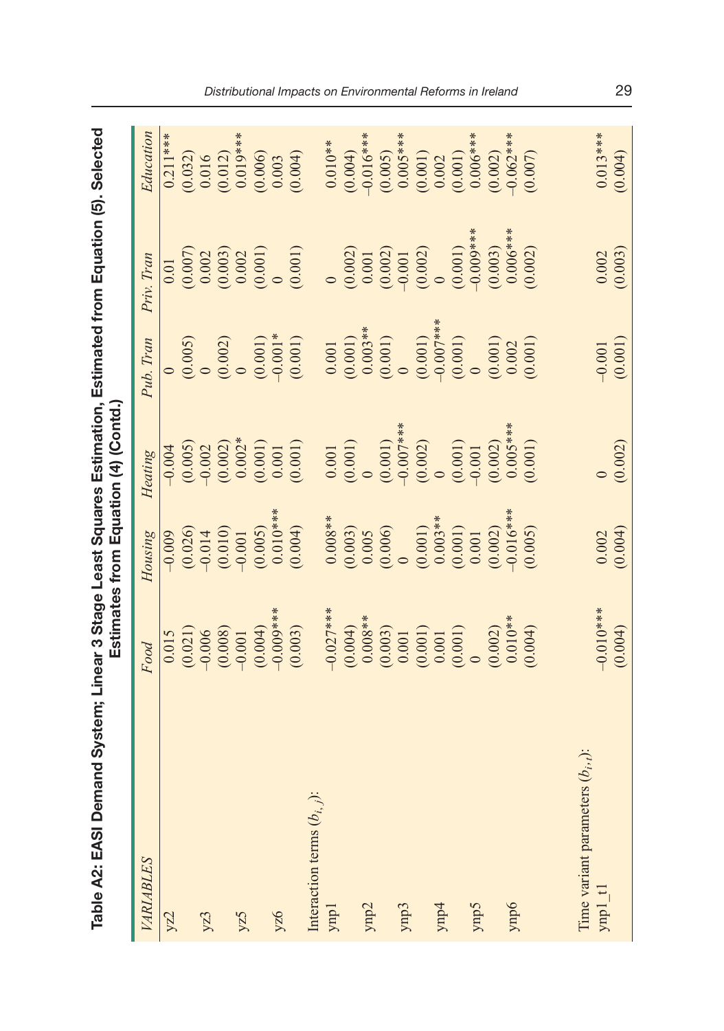**Table A2: EASI Demand System; Linear 3 Stage Least Squares Estimation, Estimated from Equation (5). Selected Estimates from Equation (4) (Contd.)**

| *VARIABLES* | *Food* | *Housing* | *Heating* | *Pub. Tran* | *Priv. Tran* | *Education* |
|---|---|---|---|---|---|---|
| yz2 | 0.015 | -0.009 | -0.004 | 0 | 0.01 | 0.211*** |
| | (0.021) | (0.026) | (0.005) | (0.005) | (0.007) | (0.032) |
| yz3 | -0.006 | -0.014 | -0.002 | 0 | 0.002 | 0.016 |
| | (0.008) | (0.010) | (0.002) | (0.002) | (0.003) | (0.012) |
| yz5 | -0.001 | -0.001 | 0.002* | 0 | 0.002 | 0.019*** |
| | (0.004) | (0.005) | (0.001) | (0.001) | (0.001) | (0.006) |
| yz6 | -0.009*** | 0.010*** | 0.001 | -0.001* | 0 | 0.003 |
| | (0.003) | (0.004) | (0.001) | (0.001) | (0.001) | (0.004) |
| Interaction terms ($b_{i,j}$): | | | | | | |
| ynp1 | -0.027*** | 0.008** | 0.001 | 0.001 | 0 | 0.010** |
| | (0.004) | (0.003) | (0.001) | (0.001) | (0.002) | (0.004) |
| ynp2 | 0.008** | 0.005 | 0 | 0.003** | 0.001 | -0.016*** |
| | (0.003) | (0.006) | (0.001) | (0.001) | (0.002) | (0.005) |
| ynp3 | 0.001 | 0 | -0.007*** | 0 | -0.001 | 0.005*** |
| | (0.001) | (0.001) | (0.002) | (0.001) | (0.002) | (0.001) |
| ynp4 | 0.001 | 0.003** | 0 | -0.007*** | 0 | 0.002 |
| | (0.001) | (0.001) | (0.001) | (0.001) | (0.001) | (0.001) |
| ynp5 | 0 | 0.001 | -0.001 | 0 | -0.009*** | 0.006*** |
| | (0.002) | (0.002) | (0.002) | (0.001) | (0.003) | (0.002) |
| ynp6 | 0.010** | -0.016*** | 0.005*** | 0.002 | 0.006*** | -0.062*** |
| | (0.004) | (0.005) | (0.001) | (0.001) | (0.002) | (0.007) |
| Time variant parameters ($b_{i,t}$): | | | | | | |
| ynp1_t1 | -0.010*** | 0.002 | 0 | -0.001 | 0.002 | 0.013*** |
| | (0.004) | (0.004) | (0.002) | (0.001) | (0.003) | (0.004) |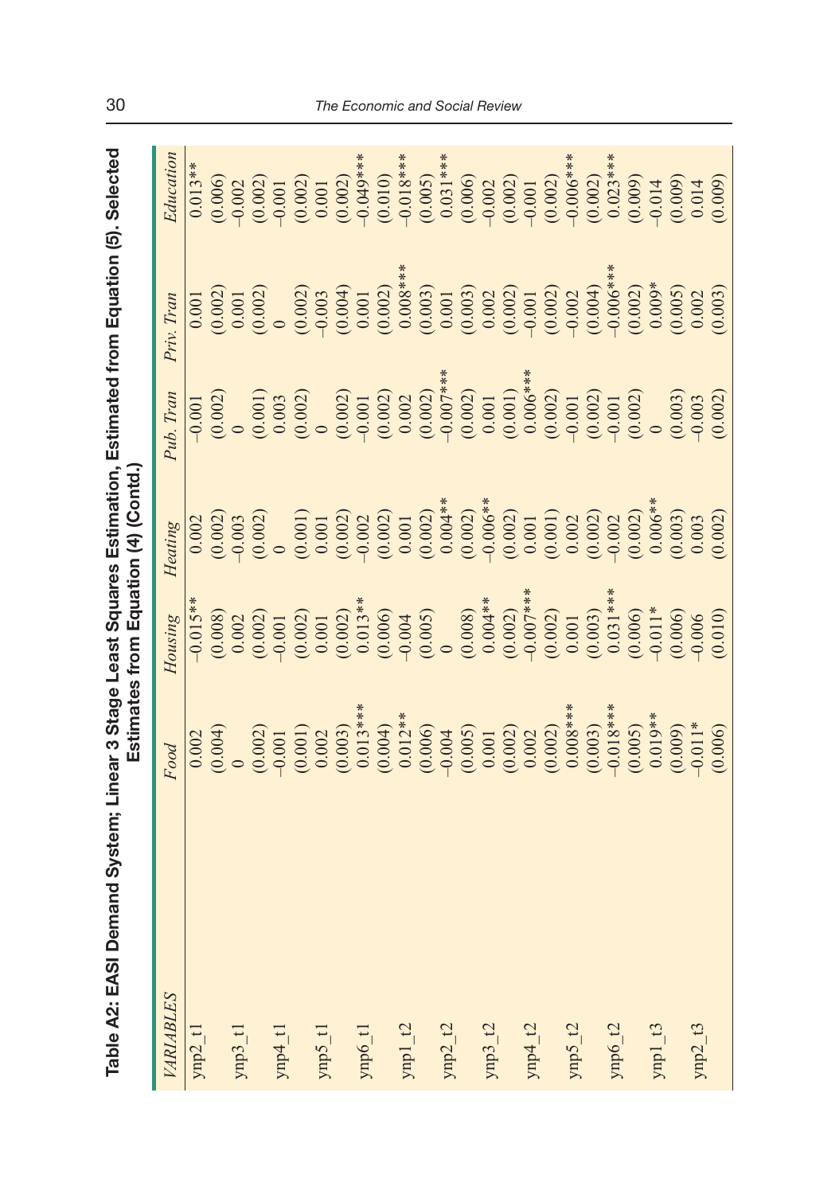**Table A2: EASI Demand System; Linear 3 Stage Least Squares Estimation, Estimated from Equation (5). Selected Estimates from Equation (4) (Contd.)**

| *VARIABLES* | *Food* | *Housing* | *Heating* | *Pub. Tran* | *Priv. Tran* | *Education* |
|---|---|---|---|---|---|---|
| ynp2_t1 | 0.002 | –0.015** | 0.002 | –0.001 | 0.001 | 0.013** |
| | (0.004) | (0.008) | (0.002) | (0.002) | (0.002) | (0.006) |
| ynp3_t1 | 0 | 0.002 | –0.003 | 0 | 0.001 | –0.002 |
| | (0.002) | (0.002) | (0.002) | (0.001) | (0.002) | (0.002) |
| ynp4_t1 | –0.001 | –0.001 | 0 | 0.003 | 0 | –0.001 |
| | (0.001) | (0.002) | (0.001) | (0.002) | (0.002) | (0.002) |
| ynp5_t1 | 0.002 | 0.001 | 0.001 | 0 | –0.003 | 0.001 |
| | (0.003) | (0.002) | (0.002) | (0.002) | (0.004) | (0.002) |
| ynp6_t1 | 0.013*** | 0.013** | –0.002 | –0.001 | 0.001 | –0.049*** |
| | (0.004) | (0.006) | (0.002) | (0.002) | (0.002) | (0.010) |
| ynp1_t2 | 0.012** | –0.004 | 0.001 | 0.002 | 0.008*** | –0.018*** |
| | (0.006) | (0.005) | (0.002) | (0.002) | (0.003) | (0.005) |
| ynp2_t2 | –0.004 | 0 | 0.004** | –0.007*** | 0.001 | 0.031*** |
| | (0.005) | (0.008) | (0.002) | (0.002) | (0.003) | (0.006) |
| ynp3_t2 | 0.001 | 0.004** | –0.006** | 0.001 | 0.002 | –0.002 |
| | (0.002) | (0.002) | (0.002) | (0.001) | (0.002) | (0.002) |
| ynp4_t2 | 0.002 | –0.007*** | 0.001 | 0.006*** | –0.001 | –0.001 |
| | (0.002) | (0.002) | (0.001) | (0.002) | (0.002) | (0.002) |
| ynp5_t2 | 0.008*** | 0.001 | 0.002 | –0.001 | –0.002 | –0.006*** |
| | (0.003) | (0.003) | (0.002) | (0.002) | (0.004) | (0.002) |
| ynp6_t2 | –0.018*** | 0.031*** | –0.002 | –0.001 | –0.006*** | 0.023*** |
| | (0.005) | (0.006) | (0.002) | (0.002) | (0.002) | (0.009) |
| ynp1_t3 | 0.019** | –0.011* | 0.006** | 0 | 0.009* | –0.014 |
| | (0.009) | (0.006) | (0.003) | (0.003) | (0.005) | (0.009) |
| ynp2_t3 | –0.011* | –0.006 | 0.003 | –0.003 | 0.002 | 0.014 |
| | (0.006) | (0.010) | (0.002) | (0.002) | (0.003) | (0.009) |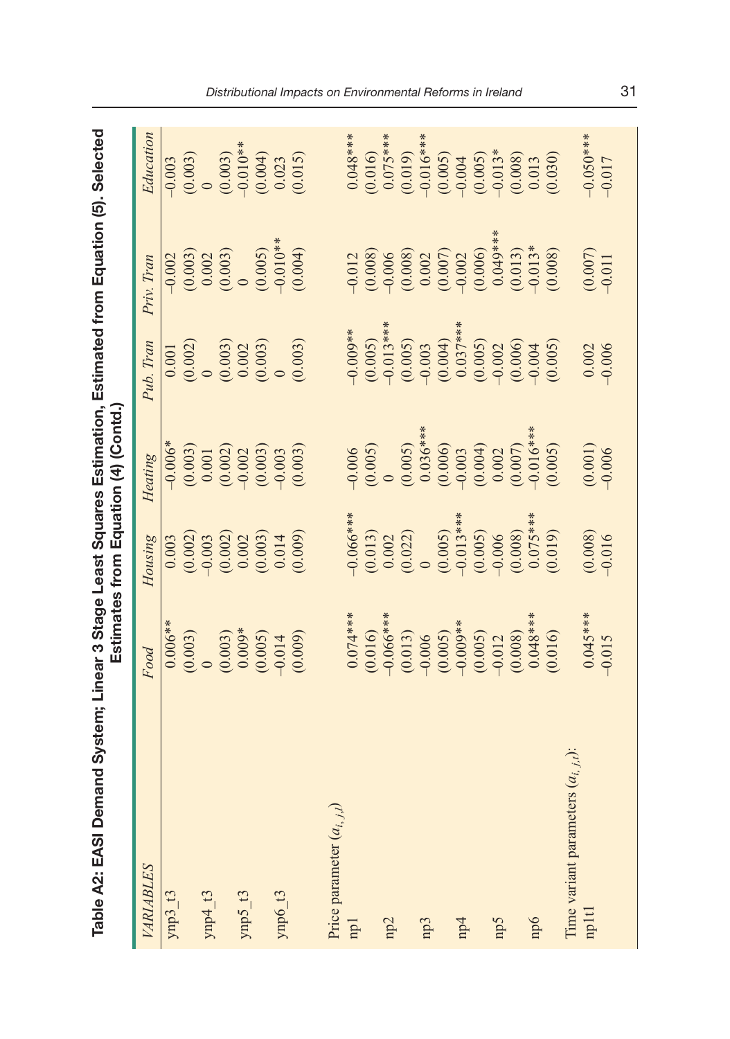**Table A2: EASI Demand System; Linear 3 Stage Least Squares Estimation, Estimated from Equation (5). Selected Estimates from Equation (4) (Contd.)**

| *VARIABLES* | *Food* | *Housing* | *Heating* | *Pub. Tran* | *Priv. Tran* | *Education* |
|---|---|---|---|---|---|---|
| ynp3_t3 | 0.006** | 0.003 | –0.006* | 0.001 | –0.002 | –0.003 |
| | (0.003) | (0.002) | (0.003) | (0.002) | (0.003) | (0.003) |
| ynp4_t3 | 0 | –0.003 | 0.001 | 0 | 0.002 | 0 |
| | (0.003) | (0.002) | (0.002) | (0.003) | (0.003) | (0.003) |
| ynp5_t3 | 0.009* | 0.002 | –0.002 | 0.002 | 0 | –0.010** |
| | (0.005) | (0.003) | (0.003) | (0.003) | (0.005) | (0.004) |
| ynp6_t3 | –0.014 | 0.014 | –0.003 | 0 | –0.010** | 0.023 |
| | (0.009) | (0.009) | (0.003) | (0.003) | (0.004) | (0.015) |
| Price parameter ($a_{i,j,l}$) | | | | | | |
| np1 | 0.074*** | –0.066*** | –0.006 | –0.009** | –0.012 | 0.048*** |
| | (0.016) | (0.013) | (0.005) | (0.005) | (0.008) | (0.016) |
| np2 | –0.066*** | 0.002 | 0 | –0.013*** | –0.006 | 0.075*** |
| | (0.013) | (0.022) | (0.005) | (0.005) | (0.008) | (0.019) |
| np3 | –0.006 | 0 | 0.036*** | –0.003 | 0.002 | –0.016*** |
| | (0.005) | (0.005) | (0.006) | (0.004) | (0.007) | (0.005) |
| np4 | –0.009** | –0.013*** | –0.003 | 0.037*** | –0.002 | –0.004 |
| | (0.005) | (0.005) | (0.004) | (0.005) | (0.006) | (0.005) |
| np5 | –0.012 | –0.006 | 0.002 | –0.002 | 0.049*** | –0.013* |
| | (0.008) | (0.008) | (0.007) | (0.006) | (0.013) | (0.008) |
| np6 | 0.048*** | 0.075*** | –0.016*** | –0.004 | –0.013* | 0.013 |
| | (0.016) | (0.019) | (0.005) | (0.005) | (0.008) | (0.030) |
| Time variant parameters ($a_{i,j,t}$): | | | | | | |
| np1t1 | 0.045*** | (0.008) | (0.001) | 0.002 | (0.007) | –0.050*** |
| | –0.015 | –0.016 | –0.006 | –0.006 | –0.011 | –0.017 |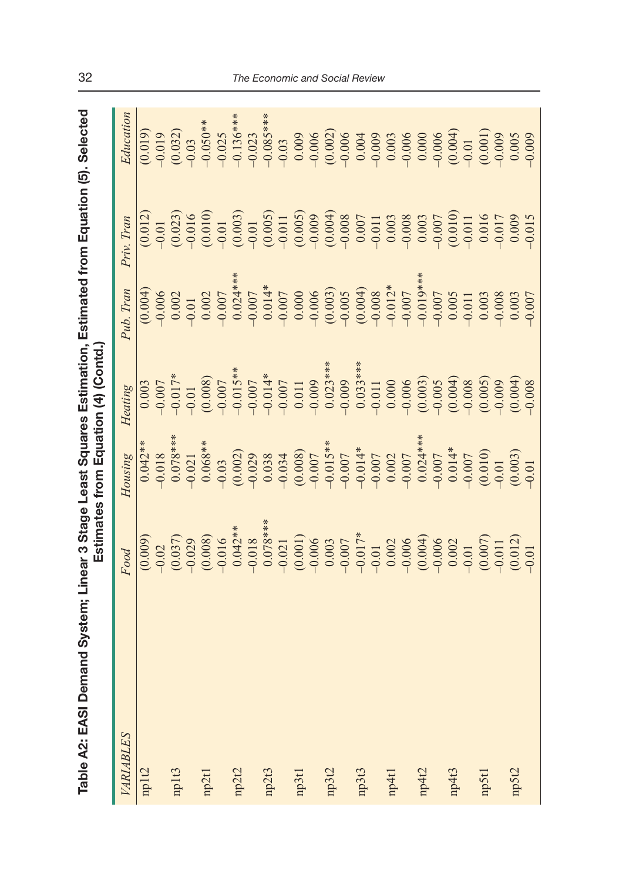**Table A2: EASI Demand System; Linear 3 Stage Least Squares Estimation, Estimated from Equation (5). Selected Estimates from Equation (4) (Contd.)**

| *VARIABLES* | *Food* | *Housing* | *Heating* | *Pub. Tran* | *Priv. Tran* | *Education* |
|---|---|---|---|---|---|---|
| np1t2 | (0.009) | 0.042** | 0.003 | (0.004) | (0.012) | (0.019) |
| | –0.02 | –0.018 | –0.007 | –0.006 | –0.01 | –0.019 |
| np1t3 | (0.037) | 0.078*** | –0.017* | 0.002 | (0.023) | (0.032) |
| | –0.029 | –0.021 | –0.01 | –0.01 | –0.016 | –0.03 |
| np2t1 | (0.008) | 0.068** | (0.008) | 0.002 | (0.010) | –0.050** |
| | –0.016 | –0.03 | –0.007 | –0.007 | –0.01 | –0.025 |
| np2t2 | 0.042** | (0.002) | –0.015** | 0.024*** | (0.003) | –0.136*** |
| | –0.018 | –0.029 | –0.007 | –0.007 | –0.01 | –0.023 |
| np2t3 | 0.078*** | 0.038 | –0.014* | 0.014* | (0.005) | –0.085*** |
| | –0.021 | –0.034 | –0.007 | –0.007 | –0.011 | –0.03 |
| np3t1 | (0.001) | (0.008) | 0.011 | 0.000 | (0.005) | 0.009 |
| | –0.006 | –0.007 | –0.009 | –0.006 | –0.009 | –0.006 |
| np3t2 | 0.003 | –0.015** | 0.023*** | (0.003) | (0.004) | (0.002) |
| | –0.007 | –0.007 | –0.009 | –0.005 | –0.008 | –0.006 |
| np3t3 | –0.017* | –0.014* | 0.033*** | (0.004) | 0.007 | 0.004 |
| | –0.01 | –0.007 | –0.011 | –0.008 | –0.011 | –0.009 |
| np4t1 | 0.002 | 0.002 | 0.000 | –0.012* | 0.003 | 0.003 |
| | –0.006 | –0.007 | –0.006 | –0.007 | –0.008 | –0.006 |
| np4t2 | (0.004) | 0.024*** | (0.003) | –0.019*** | 0.003 | 0.000 |
| | –0.006 | –0.007 | –0.005 | –0.007 | –0.007 | –0.006 |
| np4t3 | 0.002 | 0.014* | (0.004) | 0.005 | (0.010) | (0.004) |
| | –0.01 | –0.007 | –0.008 | –0.011 | –0.011 | –0.01 |
| np5t1 | (0.007) | (0.010) | (0.005) | 0.003 | 0.016 | (0.001) |
| | –0.011 | –0.01 | –0.009 | –0.008 | –0.017 | –0.009 |
| np5t2 | (0.012) | (0.003) | (0.004) | 0.003 | 0.009 | 0.005 |
| | –0.01 | –0.01 | –0.008 | –0.007 | –0.015 | –0.009 |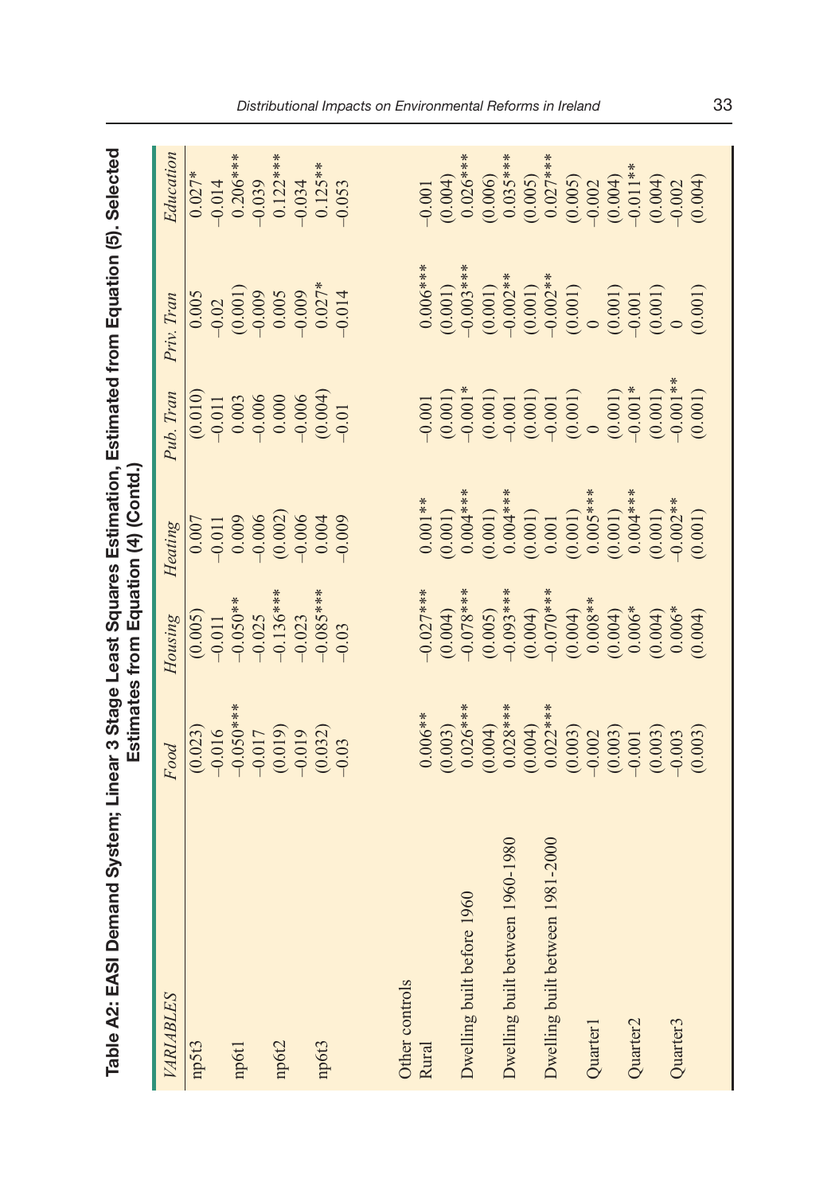**Table A2: EASI Demand System; Linear 3 Stage Least Squares Estimation, Estimated from Equation (5). Selected Estimates from Equation (4) (Contd.)**

| *VARIABLES* | *Food* | *Housing* | *Heating* | *Pub. Tran* | *Priv. Tran* | *Education* |
|---|---|---|---|---|---|---|
| np5t3 | (0.023) | (0.005) | 0.007 | (0.010) | 0.005 | 0.027* |
| | –0.016 | –0.011 | –0.011 | –0.011 | –0.02 | –0.014 |
| np6t1 | –0.050*** | –0.050** | 0.009 | 0.003 | (0.001) | 0.206*** |
| | –0.017 | –0.025 | –0.006 | –0.006 | –0.009 | –0.039 |
| np6t2 | (0.019) | –0.136*** | (0.002) | 0.000 | 0.005 | 0.122*** |
| | –0.019 | –0.023 | –0.006 | –0.006 | –0.009 | –0.034 |
| np6t3 | (0.032) | –0.085*** | 0.004 | (0.004) | 0.027* | 0.125** |
| | –0.03 | –0.03 | –0.009 | –0.01 | –0.014 | –0.053 |
| | | | | | | |
| Other controls | | | | | | |
| Rural | 0.006** | –0.027*** | 0.001** | –0.001 | 0.006*** | –0.001 |
| | (0.003) | (0.004) | (0.001) | (0.001) | (0.001) | (0.004) |
| Dwelling built before 1960 | 0.026*** | –0.078*** | 0.004*** | –0.001* | –0.003*** | 0.026*** |
| | (0.004) | (0.005) | (0.001) | (0.001) | (0.001) | (0.006) |
| Dwelling built between 1960-1980 | 0.028*** | –0.093*** | 0.004*** | –0.001 | –0.002** | 0.035*** |
| | (0.004) | (0.004) | (0.001) | (0.001) | (0.001) | (0.005) |
| Dwelling built between 1981-2000 | 0.022*** | –0.070*** | 0.001 | –0.001 | –0.002** | 0.027*** |
| | (0.003) | (0.004) | (0.001) | (0.001) | (0.001) | (0.005) |
| Quarter1 | –0.002 | 0.008** | 0.005*** | 0 | 0 | –0.002 |
| | (0.003) | (0.004) | (0.001) | (0.001) | (0.001) | (0.004) |
| Quarter2 | –0.001 | 0.006* | 0.004*** | –0.001* | –0.001 | –0.011** |
| | (0.003) | (0.004) | (0.001) | (0.001) | (0.001) | (0.004) |
| Quarter3 | –0.003 | 0.006* | –0.002** | –0.001** | 0 | –0.002 |
| | (0.003) | (0.004) | (0.001) | (0.001) | (0.001) | (0.004) |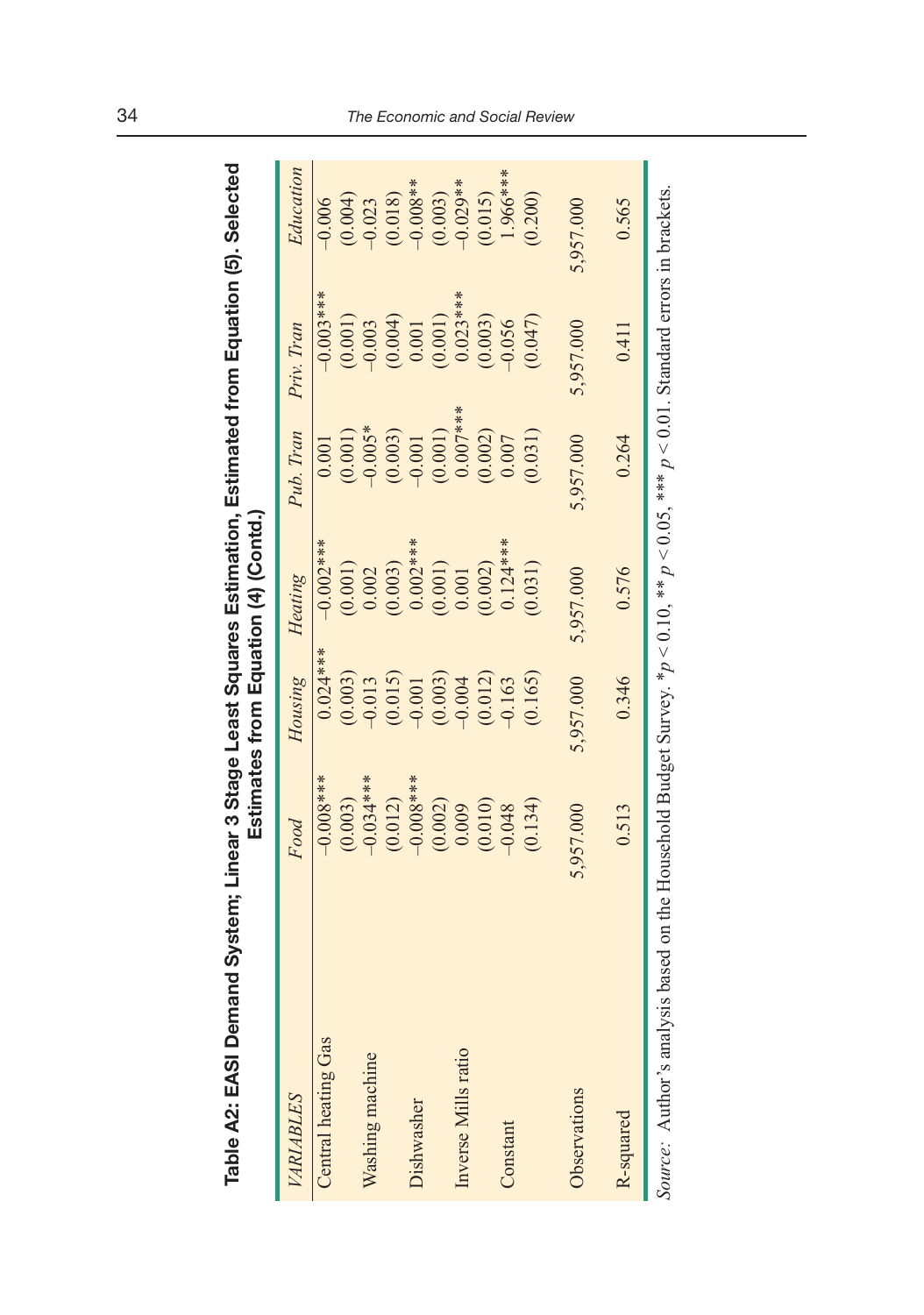**Table A2: EASI Demand System; Linear 3 Stage Least Squares Estimation, Estimated from Equation (5). Selected Estimates from Equation (4) (Contd.)**

| *VARIABLES* | *Food* | *Housing* | *Heating* | *Pub. Tran* | *Priv. Tran* | *Education* |
|---|---|---|---|---|---|---|
| Central heating Gas | –0.008*** | 0.024*** | –0.002*** | 0.001 | –0.003*** | –0.006 |
| | (0.003) | (0.003) | (0.001) | (0.001) | (0.001) | (0.004) |
| Washing machine | –0.034*** | –0.013 | 0.002 | –0.005* | –0.003 | –0.023 |
| | (0.012) | (0.015) | (0.003) | (0.003) | (0.004) | (0.018) |
| Dishwasher | –0.008*** | –0.001 | 0.002*** | –0.001 | 0.001 | –0.008** |
| | (0.002) | (0.003) | (0.001) | (0.001) | (0.001) | (0.003) |
| Inverse Mills ratio | 0.009 | –0.004 | 0.001 | 0.007*** | 0.023*** | –0.029** |
| | (0.010) | (0.012) | (0.002) | (0.002) | (0.003) | (0.015) |
| Constant | –0.048 | –0.163 | 0.124*** | 0.007 | –0.056 | 1.966*** |
| | (0.134) | (0.165) | (0.031) | (0.031) | (0.047) | (0.200) |
| Observations | 5,957.000 | 5,957.000 | 5,957.000 | 5,957.000 | 5,957.000 | 5,957.000 |
| R-squared | 0.513 | 0.346 | 0.576 | 0.264 | 0.411 | 0.565 |

*Source:* Author's analysis based on the Household Budget Survey. *$p < 0.10$, ** $p < 0.05$, *** $p < 0.01$. Standard errors in brackets.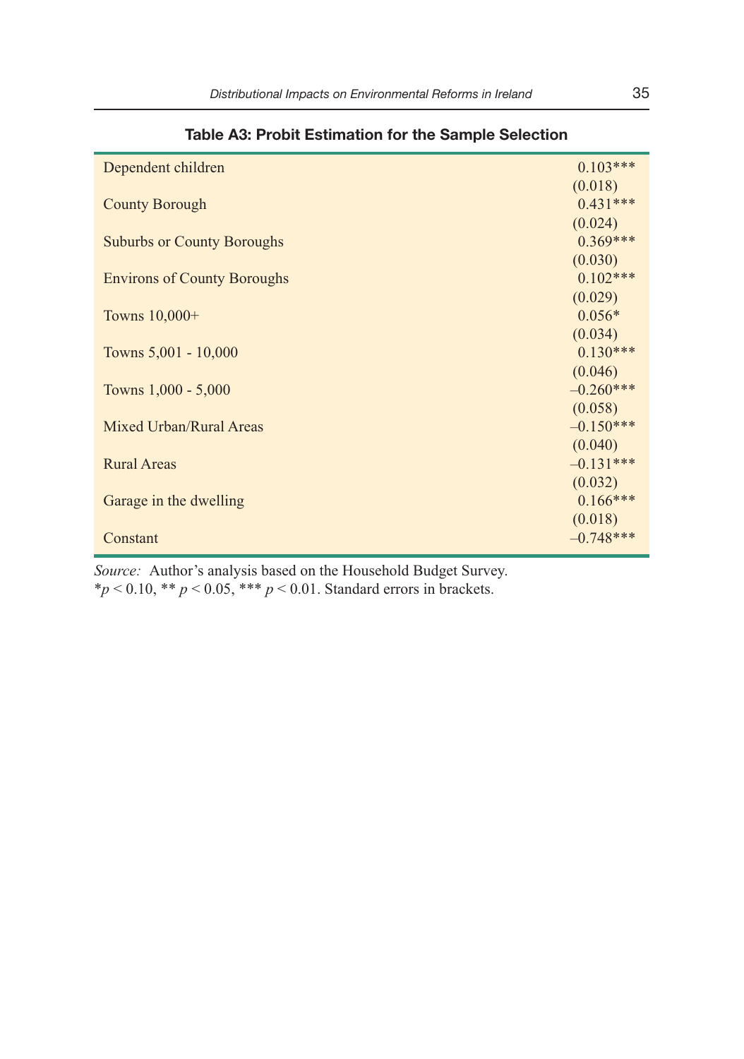**Table A3: Probit Estimation for the Sample Selection**

| | |
|---|---|
| Dependent children | 0.103*** |
| | (0.018) |
| County Borough | 0.431*** |
| | (0.024) |
| Suburbs or County Boroughs | 0.369*** |
| | (0.030) |
| Environs of County Boroughs | 0.102*** |
| | (0.029) |
| Towns 10,000+ | 0.056* |
| | (0.034) |
| Towns 5,001 - 10,000 | 0.130*** |
| | (0.046) |
| Towns 1,000 - 5,000 | –0.260*** |
| | (0.058) |
| Mixed Urban/Rural Areas | –0.150*** |
| | (0.040) |
| Rural Areas | –0.131*** |
| | (0.032) |
| Garage in the dwelling | 0.166*** |
| | (0.018) |
| Constant | –0.748*** |

*Source:* Author's analysis based on the Household Budget Survey.
*$p < 0.10$, ** $p < 0.05$, *** $p < 0.01$. Standard errors in brackets.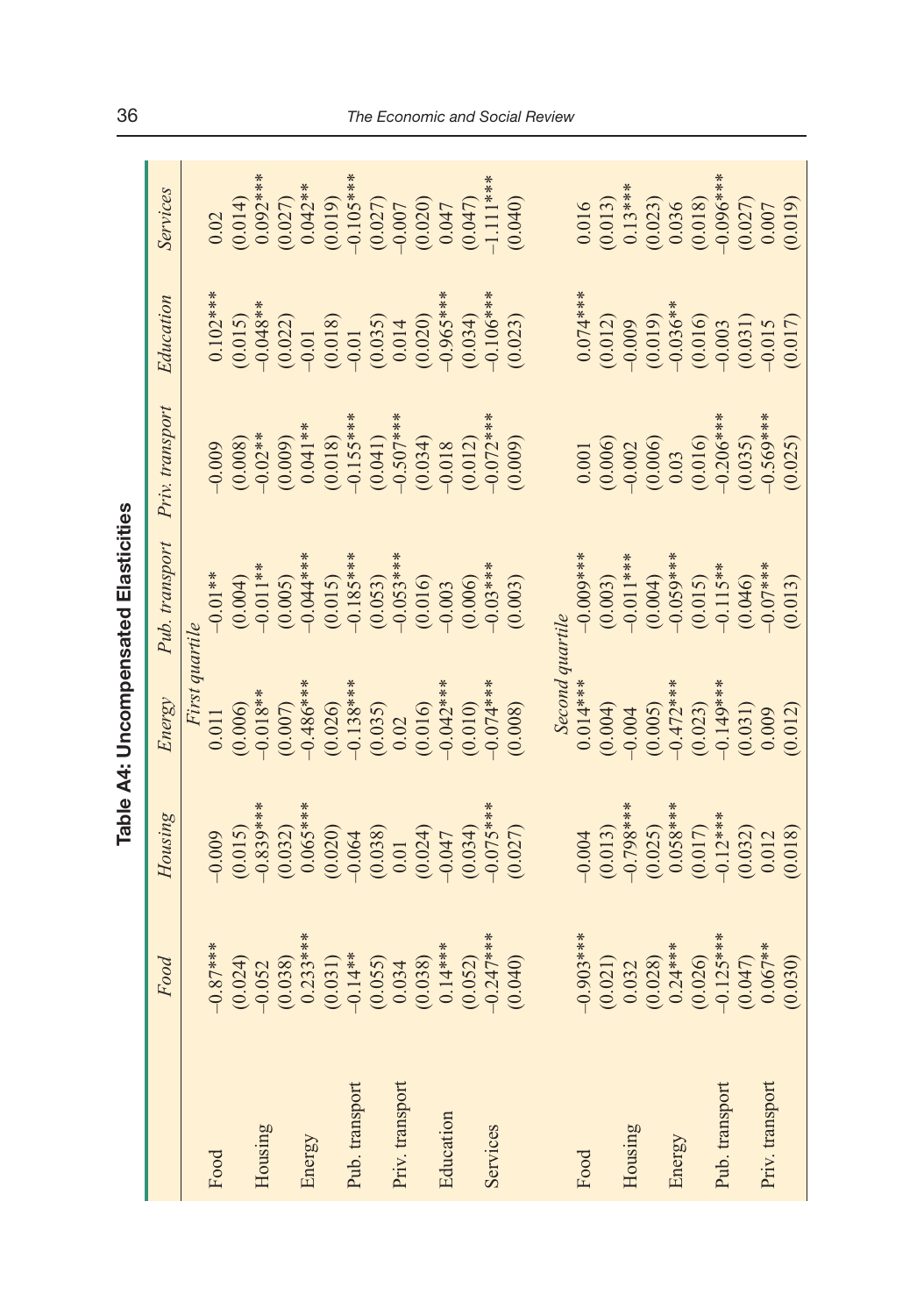## Table A4: Uncompensated Elasticities

| | Food | Housing | Energy | Pub. transport | Priv. transport | Education | Services |
|---|---|---|---|---|---|---|---|
| | | | *First quartile* | | | | |
| Food | −0.87*** | −0.009 | 0.011 | −0.01** | −0.009 | 0.102*** | 0.02 |
| | (0.024) | (0.015) | (0.006) | (0.004) | (0.008) | (0.015) | (0.014) |
| Housing | −0.052 | −0.839*** | −0.018** | −0.011** | −0.02** | −0.048** | 0.092*** |
| | (0.038) | (0.032) | (0.007) | (0.005) | (0.009) | (0.022) | (0.027) |
| Energy | 0.233*** | 0.065*** | −0.486*** | −0.044*** | 0.041** | −0.01 | 0.042** |
| | (0.031) | (0.020) | (0.026) | (0.015) | (0.018) | (0.018) | (0.019) |
| Pub. transport | −0.14** | −0.064 | −0.138*** | −0.185*** | −0.155*** | −0.01 | −0.105*** |
| | (0.055) | (0.038) | (0.035) | (0.053) | (0.041) | (0.035) | (0.027) |
| Priv. transport | 0.034 | 0.01 | 0.02 | −0.053*** | −0.507*** | 0.014 | −0.007 |
| | (0.038) | (0.024) | (0.016) | (0.016) | (0.034) | (0.020) | (0.020) |
| Education | 0.14*** | −0.047 | −0.042*** | −0.003 | −0.018 | −0.965*** | 0.047 |
| | (0.052) | (0.034) | (0.010) | (0.006) | (0.012) | (0.034) | (0.047) |
| Services | −0.247*** | −0.075*** | −0.074*** | −0.03*** | −0.072*** | −0.106*** | −1.111*** |
| | (0.040) | (0.027) | (0.008) | (0.003) | (0.009) | (0.023) | (0.040) |
| | | | *Second quartile* | | | | |
| Food | −0.903*** | −0.004 | 0.014*** | −0.009*** | 0.001 | 0.074*** | 0.016 |
| | (0.021) | (0.013) | (0.004) | (0.003) | (0.006) | (0.012) | (0.013) |
| Housing | 0.032 | −0.798*** | −0.004 | −0.011*** | −0.002 | −0.009 | 0.13*** |
| | (0.028) | (0.025) | (0.005) | (0.004) | (0.006) | (0.019) | (0.023) |
| Energy | 0.24*** | 0.058*** | −0.472*** | −0.059*** | 0.03 | −0.036** | 0.036 |
| | (0.026) | (0.017) | (0.023) | (0.015) | (0.016) | (0.016) | (0.018) |
| Pub. transport | −0.125*** | −0.12*** | −0.149*** | −0.115** | −0.206*** | −0.003 | −0.096*** |
| | (0.047) | (0.032) | (0.031) | (0.046) | (0.035) | (0.031) | (0.027) |
| Priv. transport | 0.067** | 0.012 | 0.009 | −0.07*** | −0.569*** | −0.015 | 0.007 |
| | (0.030) | (0.018) | (0.012) | (0.013) | (0.025) | (0.017) | (0.019) |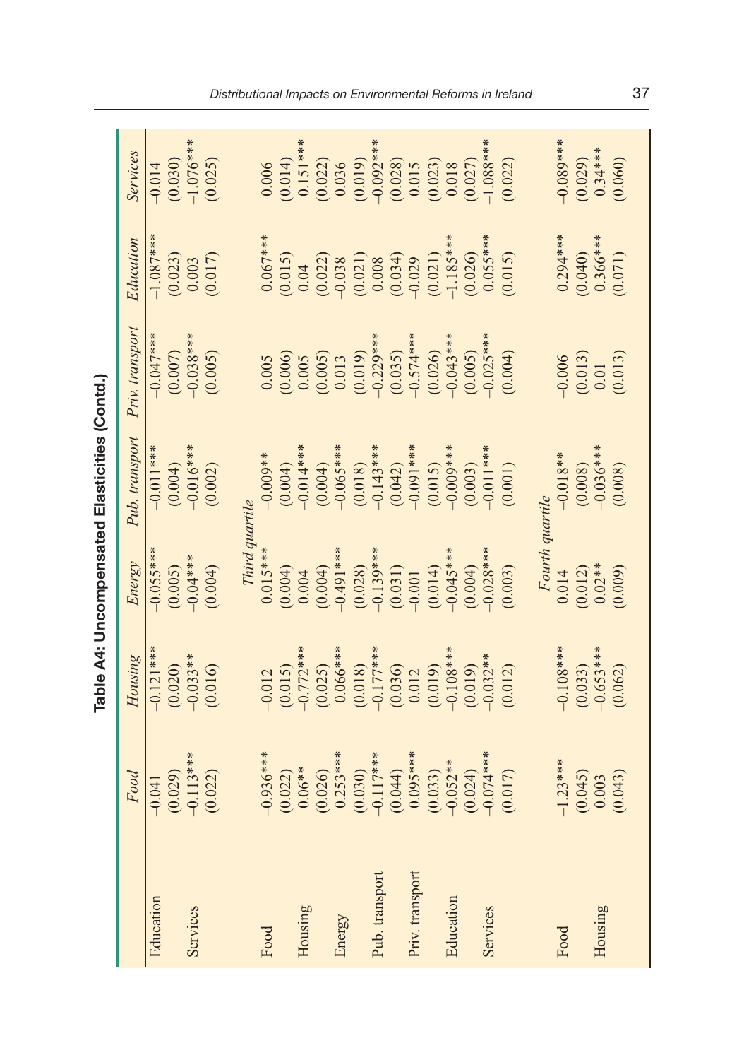**Table A4: Uncompensated Elasticities (Contd.)**

| | Food | Housing | Energy | Pub. transport | Priv. transport | Education | Services |
|---|---|---|---|---|---|---|---|
| Education | −0.041 | −0.121*** | −0.055*** | −0.011*** | −0.047*** | −1.087*** | −0.014 |
| | (0.029) | (0.020) | (0.005) | (0.004) | (0.007) | (0.023) | (0.030) |
| Services | −0.113*** | −0.033** | −0.04*** | −0.016*** | −0.038*** | 0.003 | −1.076*** |
| | (0.022) | (0.016) | (0.004) | (0.002) | (0.005) | (0.017) | (0.025) |
| | | | *Third quartile* | | | | |
| Food | −0.936*** | −0.012 | 0.015*** | −0.009** | 0.005 | 0.067*** | 0.006 |
| | (0.022) | (0.015) | (0.004) | (0.004) | (0.006) | (0.015) | (0.014) |
| Housing | 0.06** | −0.772*** | 0.004 | −0.014*** | 0.005 | 0.04 | 0.151*** |
| | (0.026) | (0.025) | (0.004) | (0.004) | (0.005) | (0.022) | (0.022) |
| Energy | 0.253*** | 0.066*** | −0.491*** | −0.065*** | 0.013 | −0.038 | 0.036 |
| | (0.030) | (0.018) | (0.028) | (0.018) | (0.019) | (0.021) | (0.019) |
| Pub. transport | −0.117*** | −0.177*** | −0.139*** | −0.143*** | −0.229*** | 0.008 | −0.092*** |
| | (0.044) | (0.036) | (0.031) | (0.042) | (0.035) | (0.034) | (0.028) |
| Priv. transport | 0.095*** | 0.012 | −0.001 | −0.091*** | −0.574*** | −0.029 | 0.015 |
| | (0.033) | (0.019) | (0.014) | (0.015) | (0.026) | (0.021) | (0.023) |
| Education | −0.052** | −0.108*** | −0.045*** | −0.009*** | −0.043*** | −1.185*** | 0.018 |
| | (0.024) | (0.019) | (0.004) | (0.003) | (0.005) | (0.026) | (0.027) |
| Services | −0.074*** | −0.032** | −0.028*** | −0.011*** | −0.025*** | 0.055*** | −1.088*** |
| | (0.017) | (0.012) | (0.003) | (0.001) | (0.004) | (0.015) | (0.022) |
| | | | *Fourth quartile* | | | | |
| Food | −1.23*** | −0.108*** | 0.014 | −0.018** | −0.006 | 0.294*** | −0.089*** |
| | (0.045) | (0.033) | (0.012) | (0.008) | (0.013) | (0.040) | (0.029) |
| Housing | 0.003 | −0.653*** | 0.02** | −0.036*** | 0.01 | 0.366*** | 0.34*** |
| | (0.043) | (0.062) | (0.009) | (0.008) | (0.013) | (0.071) | (0.060) |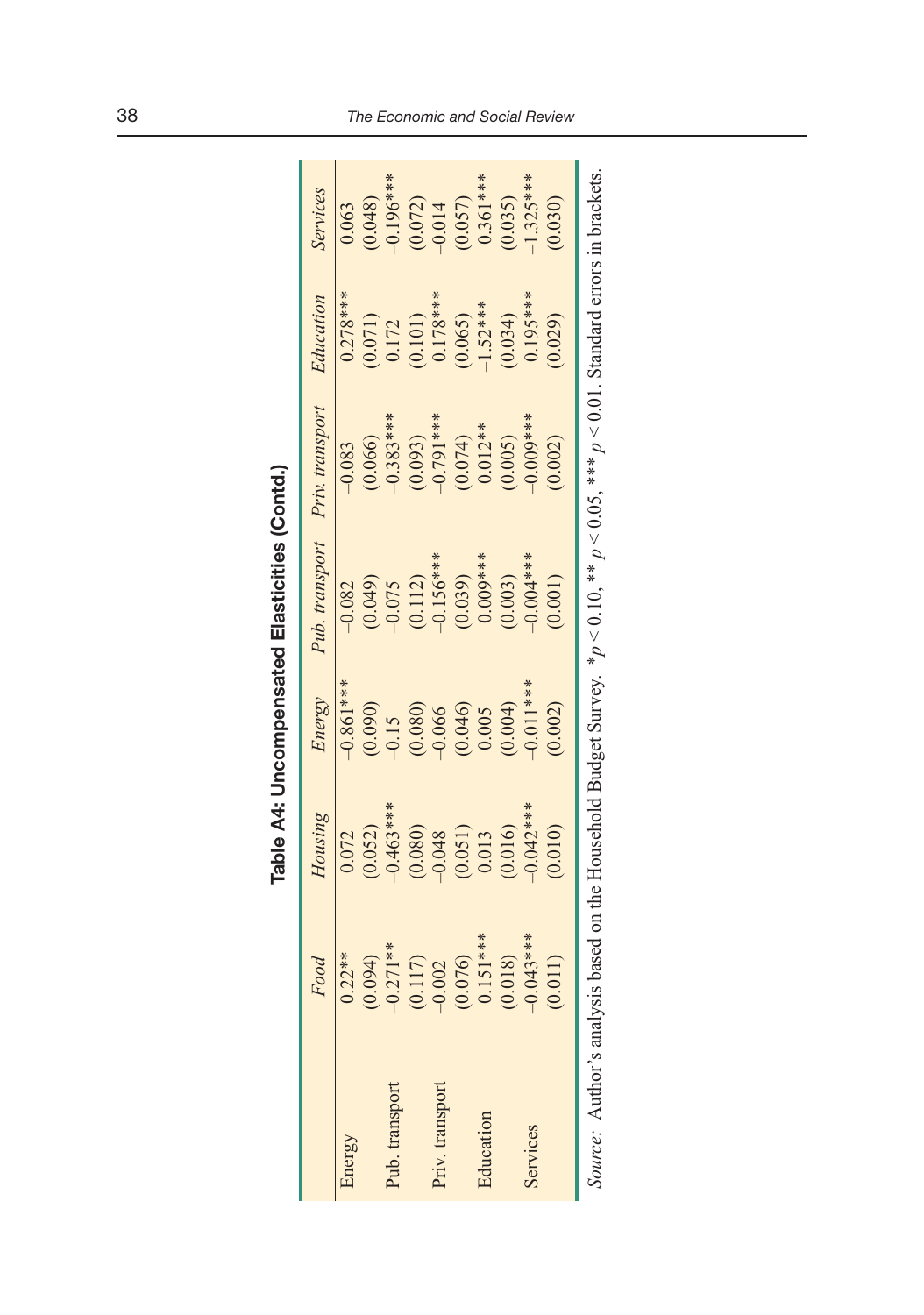**Table A4: Uncompensated Elasticities (Contd.)**

| | *Food* | *Housing* | *Energy* | *Pub. transport* | *Priv. transport* | *Education* | *Services* |
|---|---|---|---|---|---|---|---|
| Energy | 0.22** | 0.072 | –0.861*** | –0.082 | –0.083 | 0.278*** | 0.063 |
| | (0.094) | (0.052) | (0.090) | (0.049) | (0.066) | (0.071) | (0.048) |
| Pub. transport | –0.271** | –0.463*** | –0.15 | –0.075 | –0.383*** | 0.172 | –0.196*** |
| | (0.117) | (0.080) | (0.080) | (0.112) | (0.093) | (0.101) | (0.072) |
| Priv. transport | –0.002 | –0.048 | –0.066 | –0.156*** | –0.791*** | 0.178*** | –0.014 |
| | (0.076) | (0.051) | (0.046) | (0.039) | (0.074) | (0.065) | (0.057) |
| Education | 0.151*** | 0.013 | 0.005 | 0.009*** | 0.012** | –1.52*** | 0.361*** |
| | (0.018) | (0.016) | (0.004) | (0.003) | (0.005) | (0.034) | (0.035) |
| Services | –0.043*** | –0.042*** | –0.011*** | –0.004*** | –0.009*** | 0.195*** | –1.325*** |
| | (0.011) | (0.010) | (0.002) | (0.001) | (0.002) | (0.029) | (0.030) |

*Source:* Author's analysis based on the Household Budget Survey. *$p < 0.10$, ** $p < 0.05$, *** $p < 0.01$. Standard errors in brackets.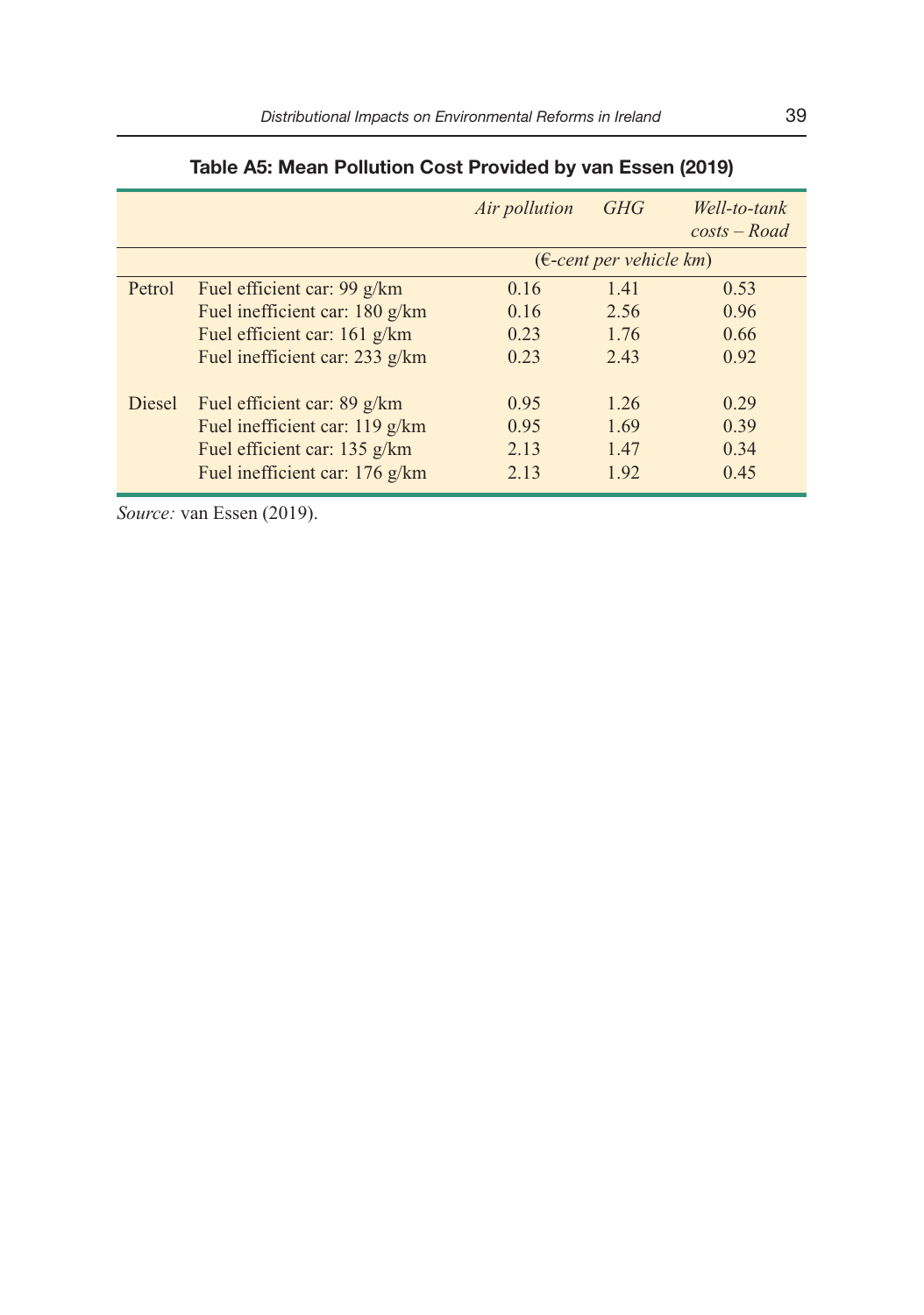**Table A5: Mean Pollution Cost Provided by van Essen (2019)**

| | | *Air pollution* | *GHG* | *Well-to-tank costs – Road* |
|---|---|---|---|---|
| | | *(€-cent per vehicle km)* | | |
| Petrol | Fuel efficient car: 99 g/km | 0.16 | 1.41 | 0.53 |
| | Fuel inefficient car: 180 g/km | 0.16 | 2.56 | 0.96 |
| | Fuel efficient car: 161 g/km | 0.23 | 1.76 | 0.66 |
| | Fuel inefficient car: 233 g/km | 0.23 | 2.43 | 0.92 |
| Diesel | Fuel efficient car: 89 g/km | 0.95 | 1.26 | 0.29 |
| | Fuel inefficient car: 119 g/km | 0.95 | 1.69 | 0.39 |
| | Fuel efficient car: 135 g/km | 2.13 | 1.47 | 0.34 |
| | Fuel inefficient car: 176 g/km | 2.13 | 1.92 | 0.45 |

*Source:* van Essen (2019).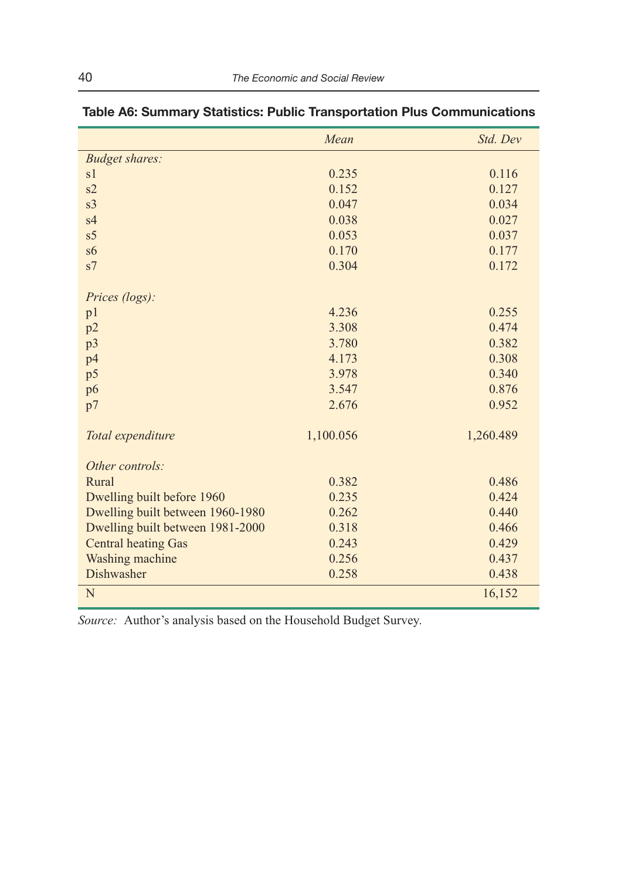**Table A6: Summary Statistics: Public Transportation Plus Communications**

| | *Mean* | *Std. Dev* |
|---|---|---|
| *Budget shares:* | | |
| s1 | 0.235 | 0.116 |
| s2 | 0.152 | 0.127 |
| s3 | 0.047 | 0.034 |
| s4 | 0.038 | 0.027 |
| s5 | 0.053 | 0.037 |
| s6 | 0.170 | 0.177 |
| s7 | 0.304 | 0.172 |
| *Prices (logs):* | | |
| p1 | 4.236 | 0.255 |
| p2 | 3.308 | 0.474 |
| p3 | 3.780 | 0.382 |
| p4 | 4.173 | 0.308 |
| p5 | 3.978 | 0.340 |
| p6 | 3.547 | 0.876 |
| p7 | 2.676 | 0.952 |
| *Total expenditure* | 1,100.056 | 1,260.489 |
| *Other controls:* | | |
| Rural | 0.382 | 0.486 |
| Dwelling built before 1960 | 0.235 | 0.424 |
| Dwelling built between 1960-1980 | 0.262 | 0.440 |
| Dwelling built between 1981-2000 | 0.318 | 0.466 |
| Central heating Gas | 0.243 | 0.429 |
| Washing machine | 0.256 | 0.437 |
| Dishwasher | 0.258 | 0.438 |
| N | | 16,152 |

*Source:* Author's analysis based on the Household Budget Survey.